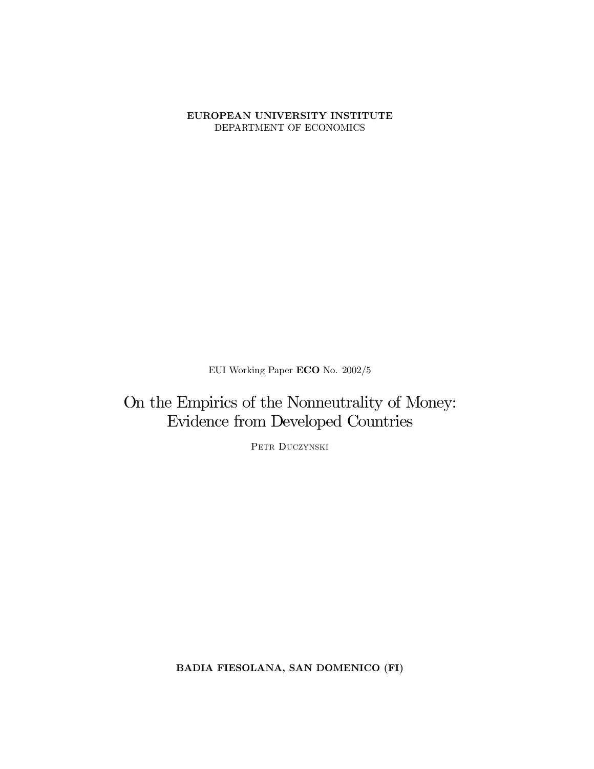**EUROPEAN UNIVERSITY INSTITUTE**
DEPARTMENT OF ECONOMICS

EUI Working Paper **ECO** No. 2002/5

# On the Empirics of the Nonneutrality of Money: Evidence from Developed Countries

PETR DUCZYNSKI

**BADIA FIESOLANA, SAN DOMENICO (FI)**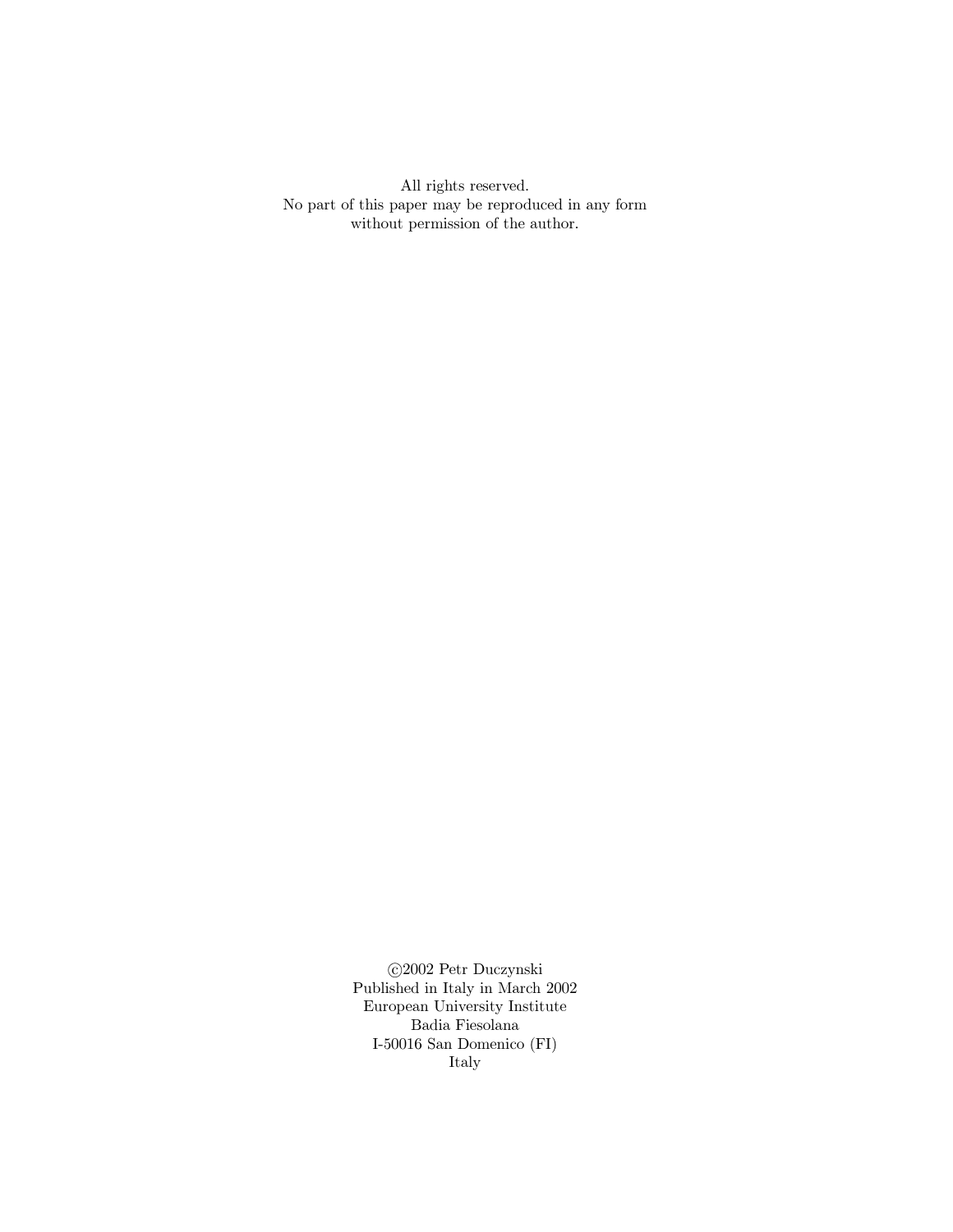All rights reserved.
No part of this paper may be reproduced in any form
without permission of the author.

©2002 Petr Duczynski
Published in Italy in March 2002
European University Institute
Badia Fiesolana
I-50016 San Domenico (FI)
Italy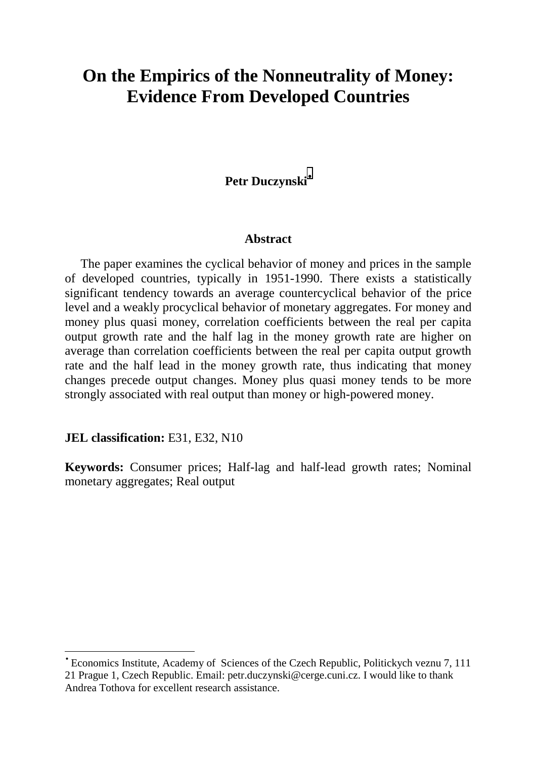# On the Empirics of the Nonneutrality of Money: Evidence From Developed Countries

**Petr Duczynski**[•]

**Abstract**

The paper examines the cyclical behavior of money and prices in the sample of developed countries, typically in 1951-1990. There exists a statistically significant tendency towards an average countercyclical behavior of the price level and a weakly procyclical behavior of monetary aggregates. For money and money plus quasi money, correlation coefficients between the real per capita output growth rate and the half lag in the money growth rate are higher on average than correlation coefficients between the real per capita output growth rate and the half lead in the money growth rate, thus indicating that money changes precede output changes. Money plus quasi money tends to be more strongly associated with real output than money or high-powered money.

**JEL classification:** E31, E32, N10

**Keywords:** Consumer prices; Half-lag and half-lead growth rates; Nominal monetary aggregates; Real output

---

[•] Economics Institute, Academy of Sciences of the Czech Republic, Politickych veznu 7, 111 21 Prague 1, Czech Republic. Email: petr.duczynski@cerge.cuni.cz. I would like to thank Andrea Tothova for excellent research assistance.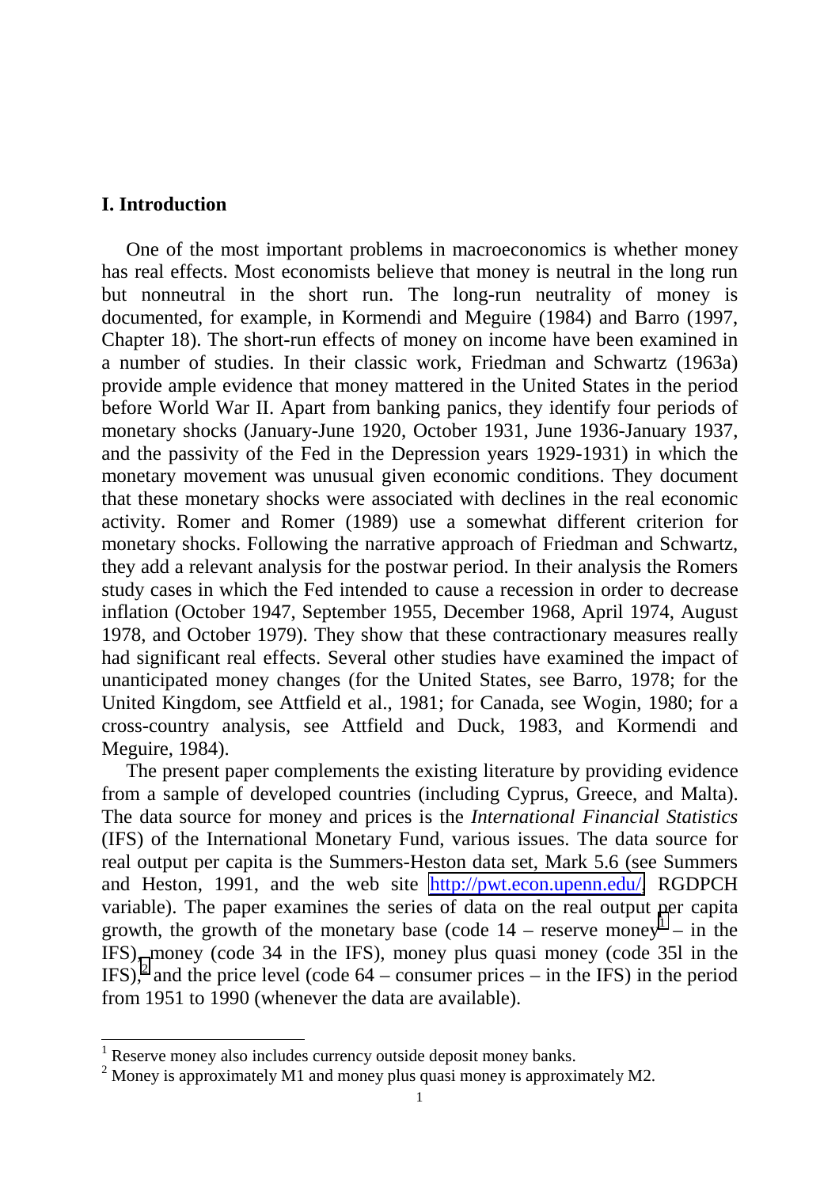## I. Introduction

One of the most important problems in macroeconomics is whether money has real effects. Most economists believe that money is neutral in the long run but nonneutral in the short run. The long-run neutrality of money is documented, for example, in Kormendi and Meguire (1984) and Barro (1997, Chapter 18). The short-run effects of money on income have been examined in a number of studies. In their classic work, Friedman and Schwartz (1963a) provide ample evidence that money mattered in the United States in the period before World War II. Apart from banking panics, they identify four periods of monetary shocks (January-June 1920, October 1931, June 1936-January 1937, and the passivity of the Fed in the Depression years 1929-1931) in which the monetary movement was unusual given economic conditions. They document that these monetary shocks were associated with declines in the real economic activity. Romer and Romer (1989) use a somewhat different criterion for monetary shocks. Following the narrative approach of Friedman and Schwartz, they add a relevant analysis for the postwar period. In their analysis the Romers study cases in which the Fed intended to cause a recession in order to decrease inflation (October 1947, September 1955, December 1968, April 1974, August 1978, and October 1979). They show that these contractionary measures really had significant real effects. Several other studies have examined the impact of unanticipated money changes (for the United States, see Barro, 1978; for the United Kingdom, see Attfield et al., 1981; for Canada, see Wogin, 1980; for a cross-country analysis, see Attfield and Duck, 1983, and Kormendi and Meguire, 1984).

The present paper complements the existing literature by providing evidence from a sample of developed countries (including Cyprus, Greece, and Malta). The data source for money and prices is the *International Financial Statistics* (IFS) of the International Monetary Fund, various issues. The data source for real output per capita is the Summers-Heston data set, Mark 5.6 (see Summers and Heston, 1991, and the web site http://pwt.econ.upenn.edu/, RGDPCH variable). The paper examines the series of data on the real output per capita growth, the growth of the monetary base (code 14 – reserve money[1] – in the IFS), money (code 34 in the IFS), money plus quasi money (code 35l in the IFS),[2] and the price level (code 64 – consumer prices – in the IFS) in the period from 1951 to 1990 (whenever the data are available).

[1] Reserve money also includes currency outside deposit money banks.

[2] Money is approximately M1 and money plus quasi money is approximately M2.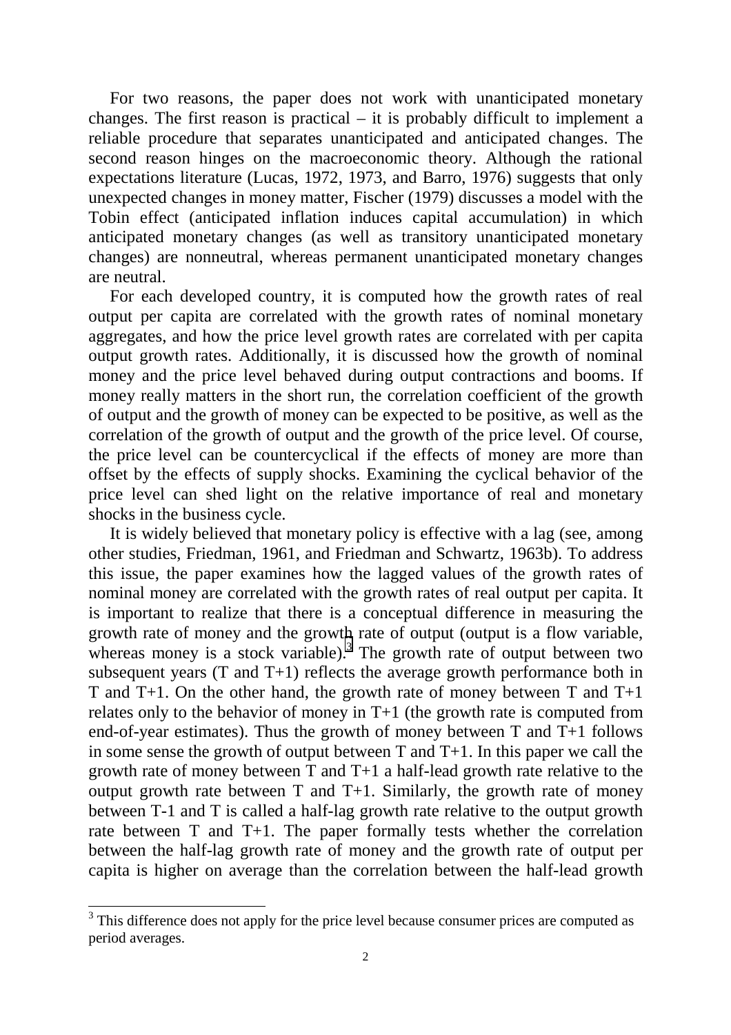For two reasons, the paper does not work with unanticipated monetary changes. The first reason is practical – it is probably difficult to implement a reliable procedure that separates unanticipated and anticipated changes. The second reason hinges on the macroeconomic theory. Although the rational expectations literature (Lucas, 1972, 1973, and Barro, 1976) suggests that only unexpected changes in money matter, Fischer (1979) discusses a model with the Tobin effect (anticipated inflation induces capital accumulation) in which anticipated monetary changes (as well as transitory unanticipated monetary changes) are nonneutral, whereas permanent unanticipated monetary changes are neutral.

For each developed country, it is computed how the growth rates of real output per capita are correlated with the growth rates of nominal monetary aggregates, and how the price level growth rates are correlated with per capita output growth rates. Additionally, it is discussed how the growth of nominal money and the price level behaved during output contractions and booms. If money really matters in the short run, the correlation coefficient of the growth of output and the growth of money can be expected to be positive, as well as the correlation of the growth of output and the growth of the price level. Of course, the price level can be countercyclical if the effects of money are more than offset by the effects of supply shocks. Examining the cyclical behavior of the price level can shed light on the relative importance of real and monetary shocks in the business cycle.

It is widely believed that monetary policy is effective with a lag (see, among other studies, Friedman, 1961, and Friedman and Schwartz, 1963b). To address this issue, the paper examines how the lagged values of the growth rates of nominal money are correlated with the growth rates of real output per capita. It is important to realize that there is a conceptual difference in measuring the growth rate of money and the growth rate of output (output is a flow variable, whereas money is a stock variable).[3] The growth rate of output between two subsequent years (T and T+1) reflects the average growth performance both in T and T+1. On the other hand, the growth rate of money between T and T+1 relates only to the behavior of money in T+1 (the growth rate is computed from end-of-year estimates). Thus the growth of money between T and T+1 follows in some sense the growth of output between T and T+1. In this paper we call the growth rate of money between T and T+1 a half-lead growth rate relative to the output growth rate between T and T+1. Similarly, the growth rate of money between T-1 and T is called a half-lag growth rate relative to the output growth rate between T and T+1. The paper formally tests whether the correlation between the half-lag growth rate of money and the growth rate of output per capita is higher on average than the correlation between the half-lead growth

[3] This difference does not apply for the price level because consumer prices are computed as period averages.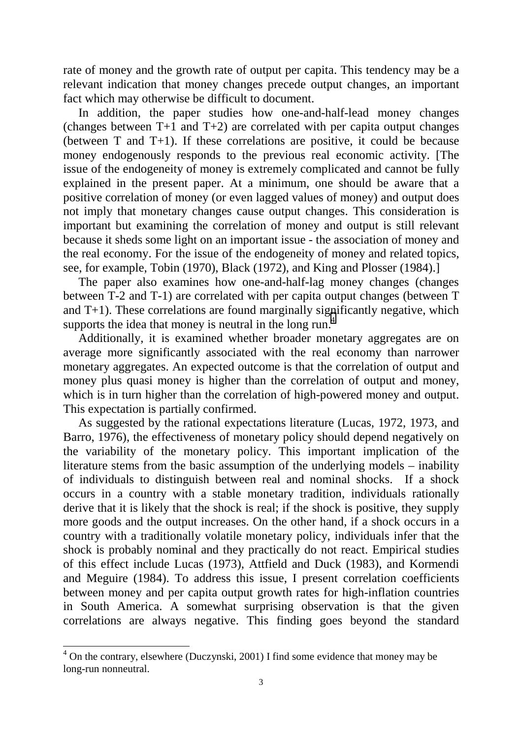rate of money and the growth rate of output per capita. This tendency may be a relevant indication that money changes precede output changes, an important fact which may otherwise be difficult to document.

In addition, the paper studies how one-and-half-lead money changes (changes between T+1 and T+2) are correlated with per capita output changes (between T and T+1). If these correlations are positive, it could be because money endogenously responds to the previous real economic activity. [The issue of the endogeneity of money is extremely complicated and cannot be fully explained in the present paper. At a minimum, one should be aware that a positive correlation of money (or even lagged values of money) and output does not imply that monetary changes cause output changes. This consideration is important but examining the correlation of money and output is still relevant because it sheds some light on an important issue - the association of money and the real economy. For the issue of the endogeneity of money and related topics, see, for example, Tobin (1970), Black (1972), and King and Plosser (1984).]

The paper also examines how one-and-half-lag money changes (changes between T-2 and T-1) are correlated with per capita output changes (between T and T+1). These correlations are found marginally significantly negative, which supports the idea that money is neutral in the long run.[4]

Additionally, it is examined whether broader monetary aggregates are on average more significantly associated with the real economy than narrower monetary aggregates. An expected outcome is that the correlation of output and money plus quasi money is higher than the correlation of output and money, which is in turn higher than the correlation of high-powered money and output. This expectation is partially confirmed.

As suggested by the rational expectations literature (Lucas, 1972, 1973, and Barro, 1976), the effectiveness of monetary policy should depend negatively on the variability of the monetary policy. This important implication of the literature stems from the basic assumption of the underlying models – inability of individuals to distinguish between real and nominal shocks. If a shock occurs in a country with a stable monetary tradition, individuals rationally derive that it is likely that the shock is real; if the shock is positive, they supply more goods and the output increases. On the other hand, if a shock occurs in a country with a traditionally volatile monetary policy, individuals infer that the shock is probably nominal and they practically do not react. Empirical studies of this effect include Lucas (1973), Attfield and Duck (1983), and Kormendi and Meguire (1984). To address this issue, I present correlation coefficients between money and per capita output growth rates for high-inflation countries in South America. A somewhat surprising observation is that the given correlations are always negative. This finding goes beyond the standard

[4] On the contrary, elsewhere (Duczynski, 2001) I find some evidence that money may be long-run nonneutral.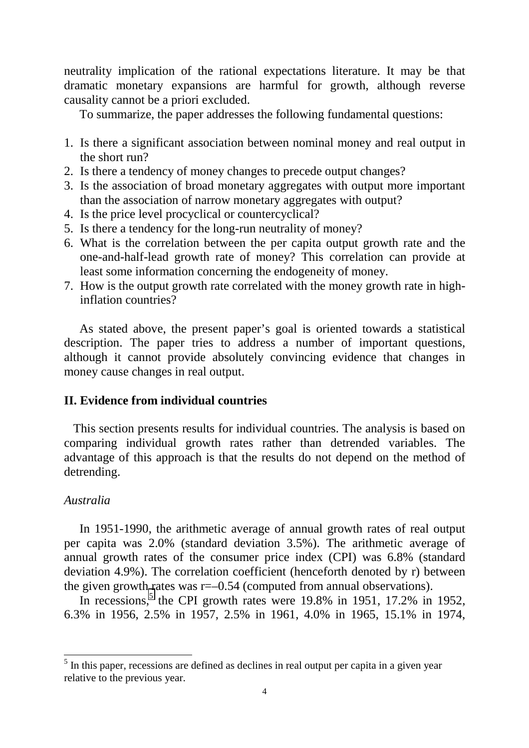neutrality implication of the rational expectations literature. It may be that dramatic monetary expansions are harmful for growth, although reverse causality cannot be a priori excluded.

To summarize, the paper addresses the following fundamental questions:

1. Is there a significant association between nominal money and real output in the short run?
2. Is there a tendency of money changes to precede output changes?
3. Is the association of broad monetary aggregates with output more important than the association of narrow monetary aggregates with output?
4. Is the price level procyclical or countercyclical?
5. Is there a tendency for the long-run neutrality of money?
6. What is the correlation between the per capita output growth rate and the one-and-half-lead growth rate of money? This correlation can provide at least some information concerning the endogeneity of money.
7. How is the output growth rate correlated with the money growth rate in high-inflation countries?

As stated above, the present paper's goal is oriented towards a statistical description. The paper tries to address a number of important questions, although it cannot provide absolutely convincing evidence that changes in money cause changes in real output.

## II. Evidence from individual countries

This section presents results for individual countries. The analysis is based on comparing individual growth rates rather than detrended variables. The advantage of this approach is that the results do not depend on the method of detrending.

*Australia*

In 1951-1990, the arithmetic average of annual growth rates of real output per capita was 2.0% (standard deviation 3.5%). The arithmetic average of annual growth rates of the consumer price index (CPI) was 6.8% (standard deviation 4.9%). The correlation coefficient (henceforth denoted by r) between the given growth rates was r=–0.54 (computed from annual observations).

In recessions,[5] the CPI growth rates were 19.8% in 1951, 17.2% in 1952, 6.3% in 1956, 2.5% in 1957, 2.5% in 1961, 4.0% in 1965, 15.1% in 1974,

[5] In this paper, recessions are defined as declines in real output per capita in a given year relative to the previous year.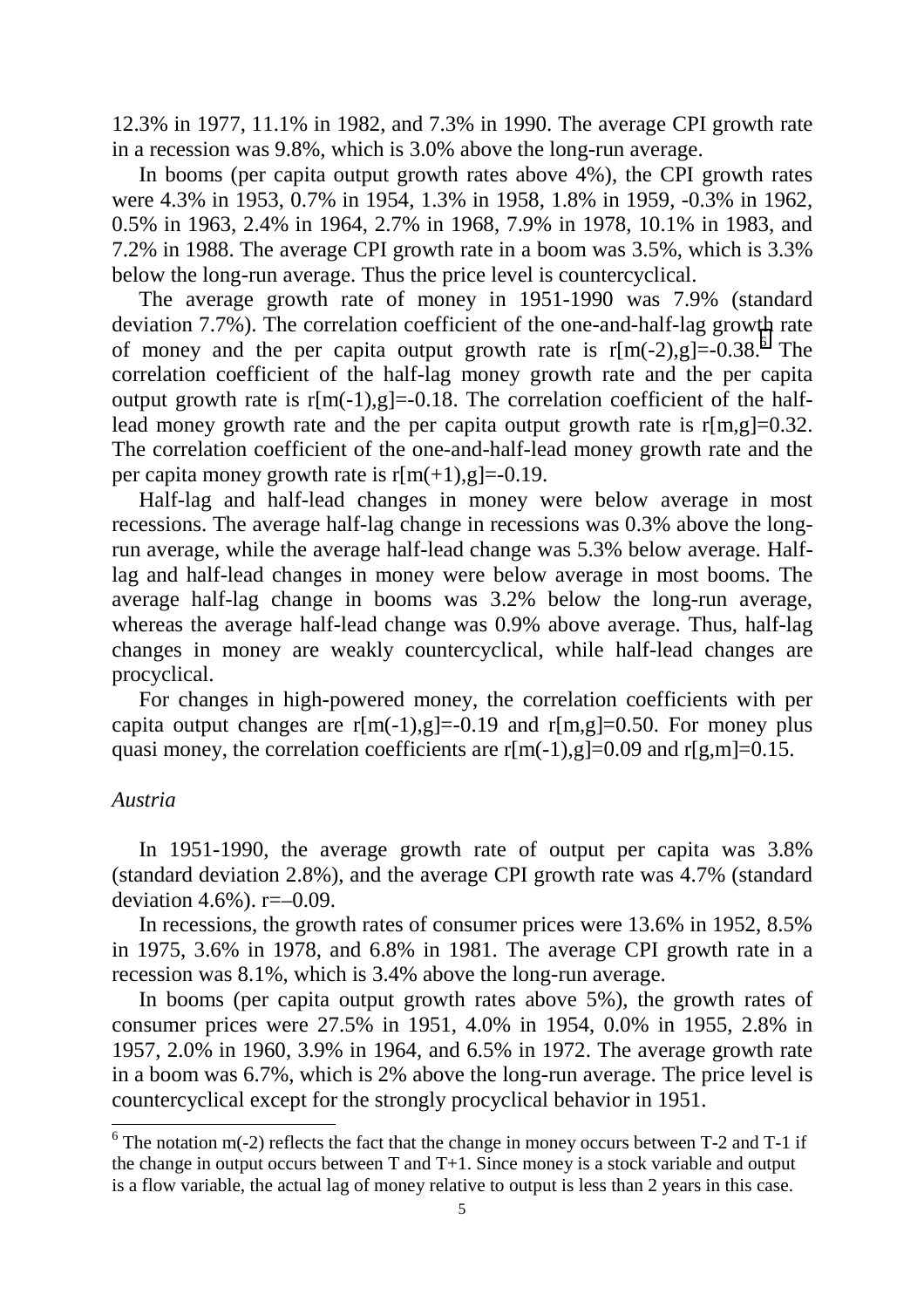12.3% in 1977, 11.1% in 1982, and 7.3% in 1990. The average CPI growth rate in a recession was 9.8%, which is 3.0% above the long-run average.

In booms (per capita output growth rates above 4%), the CPI growth rates were 4.3% in 1953, 0.7% in 1954, 1.3% in 1958, 1.8% in 1959, -0.3% in 1962, 0.5% in 1963, 2.4% in 1964, 2.7% in 1968, 7.9% in 1978, 10.1% in 1983, and 7.2% in 1988. The average CPI growth rate in a boom was 3.5%, which is 3.3% below the long-run average. Thus the price level is countercyclical.

The average growth rate of money in 1951-1990 was 7.9% (standard deviation 7.7%). The correlation coefficient of the one-and-half-lag growth rate of money and the per capita output growth rate is r[m(-2),g]=-0.38.[6] The correlation coefficient of the half-lag money growth rate and the per capita output growth rate is r[m(-1),g]=-0.18. The correlation coefficient of the half-lead money growth rate and the per capita output growth rate is r[m,g]=0.32. The correlation coefficient of the one-and-half-lead money growth rate and the per capita money growth rate is r[m(+1),g]=-0.19.

Half-lag and half-lead changes in money were below average in most recessions. The average half-lag change in recessions was 0.3% above the long-run average, while the average half-lead change was 5.3% below average. Half-lag and half-lead changes in money were below average in most booms. The average half-lag change in booms was 3.2% below the long-run average, whereas the average half-lead change was 0.9% above average. Thus, half-lag changes in money are weakly countercyclical, while half-lead changes are procyclical.

For changes in high-powered money, the correlation coefficients with per capita output changes are r[m(-1),g]=-0.19 and r[m,g]=0.50. For money plus quasi money, the correlation coefficients are r[m(-1),g]=0.09 and r[g,m]=0.15.

*Austria*

In 1951-1990, the average growth rate of output per capita was 3.8% (standard deviation 2.8%), and the average CPI growth rate was 4.7% (standard deviation 4.6%). r=–0.09.

In recessions, the growth rates of consumer prices were 13.6% in 1952, 8.5% in 1975, 3.6% in 1978, and 6.8% in 1981. The average CPI growth rate in a recession was 8.1%, which is 3.4% above the long-run average.

In booms (per capita output growth rates above 5%), the growth rates of consumer prices were 27.5% in 1951, 4.0% in 1954, 0.0% in 1955, 2.8% in 1957, 2.0% in 1960, 3.9% in 1964, and 6.5% in 1972. The average growth rate in a boom was 6.7%, which is 2% above the long-run average. The price level is countercyclical except for the strongly procyclical behavior in 1951.

[6] The notation m(-2) reflects the fact that the change in money occurs between T-2 and T-1 if the change in output occurs between T and T+1. Since money is a stock variable and output is a flow variable, the actual lag of money relative to output is less than 2 years in this case.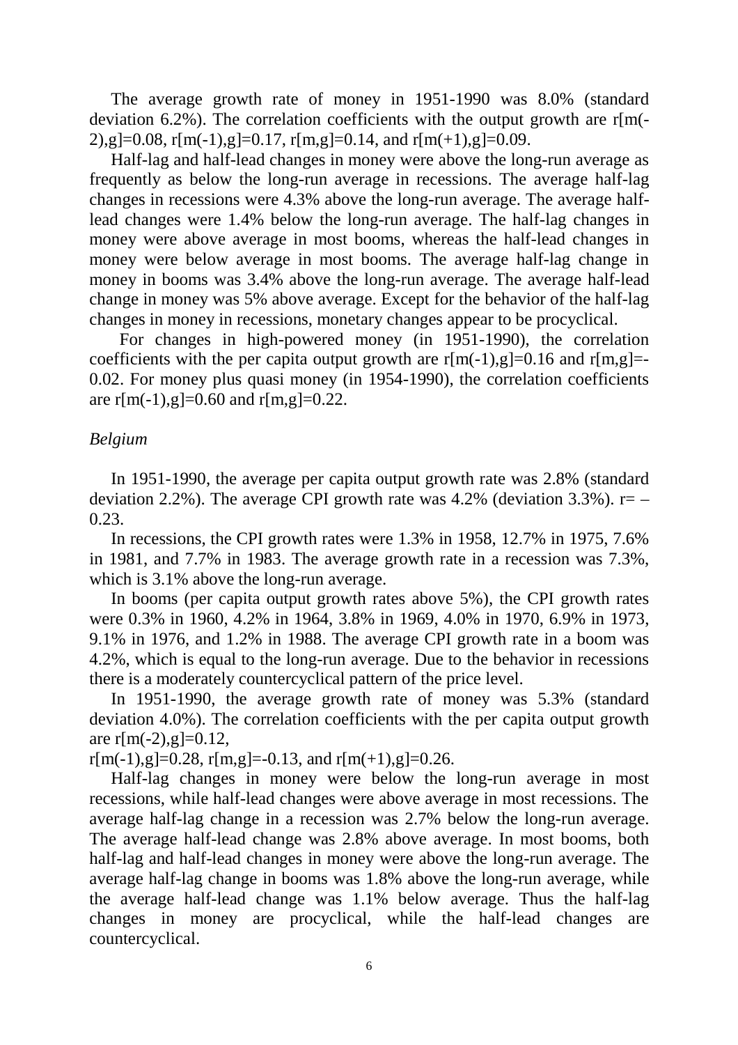The average growth rate of money in 1951-1990 was 8.0% (standard deviation 6.2%). The correlation coefficients with the output growth are r[m(-2),g]=0.08, r[m(-1),g]=0.17, r[m,g]=0.14, and r[m(+1),g]=0.09.

Half-lag and half-lead changes in money were above the long-run average as frequently as below the long-run average in recessions. The average half-lag changes in recessions were 4.3% above the long-run average. The average half-lead changes were 1.4% below the long-run average. The half-lag changes in money were above average in most booms, whereas the half-lead changes in money were below average in most booms. The average half-lag change in money in booms was 3.4% above the long-run average. The average half-lead change in money was 5% above average. Except for the behavior of the half-lag changes in money in recessions, monetary changes appear to be procyclical.

For changes in high-powered money (in 1951-1990), the correlation coefficients with the per capita output growth are r[m(-1),g]=0.16 and r[m,g]=-0.02. For money plus quasi money (in 1954-1990), the correlation coefficients are r[m(-1),g]=0.60 and r[m,g]=0.22.

*Belgium*

In 1951-1990, the average per capita output growth rate was 2.8% (standard deviation 2.2%). The average CPI growth rate was 4.2% (deviation 3.3%). r= –0.23.

In recessions, the CPI growth rates were 1.3% in 1958, 12.7% in 1975, 7.6% in 1981, and 7.7% in 1983. The average growth rate in a recession was 7.3%, which is 3.1% above the long-run average.

In booms (per capita output growth rates above 5%), the CPI growth rates were 0.3% in 1960, 4.2% in 1964, 3.8% in 1969, 4.0% in 1970, 6.9% in 1973, 9.1% in 1976, and 1.2% in 1988. The average CPI growth rate in a boom was 4.2%, which is equal to the long-run average. Due to the behavior in recessions there is a moderately countercyclical pattern of the price level.

In 1951-1990, the average growth rate of money was 5.3% (standard deviation 4.0%). The correlation coefficients with the per capita output growth are r[m(-2),g]=0.12,
r[m(-1),g]=0.28, r[m,g]=-0.13, and r[m(+1),g]=0.26.

Half-lag changes in money were below the long-run average in most recessions, while half-lead changes were above average in most recessions. The average half-lag change in a recession was 2.7% below the long-run average. The average half-lead change was 2.8% above average. In most booms, both half-lag and half-lead changes in money were above the long-run average. The average half-lag change in booms was 1.8% above the long-run average, while the average half-lead change was 1.1% below average. Thus the half-lag changes in money are procyclical, while the half-lead changes are countercyclical.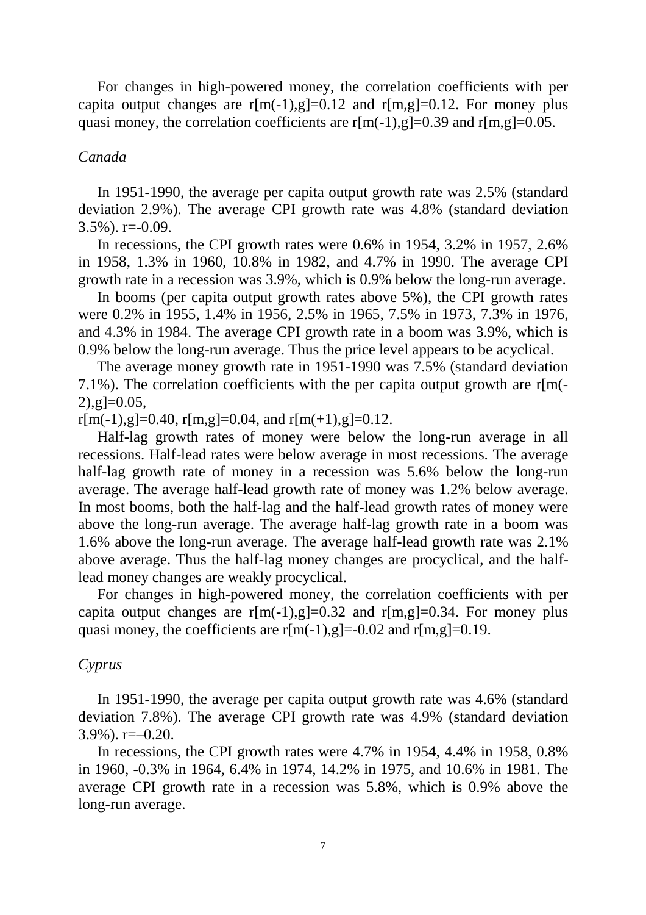For changes in high-powered money, the correlation coefficients with per capita output changes are r[m(-1),g]=0.12 and r[m,g]=0.12. For money plus quasi money, the correlation coefficients are r[m(-1),g]=0.39 and r[m,g]=0.05.

### *Canada*

In 1951-1990, the average per capita output growth rate was 2.5% (standard deviation 2.9%). The average CPI growth rate was 4.8% (standard deviation 3.5%). r=-0.09.

In recessions, the CPI growth rates were 0.6% in 1954, 3.2% in 1957, 2.6% in 1958, 1.3% in 1960, 10.8% in 1982, and 4.7% in 1990. The average CPI growth rate in a recession was 3.9%, which is 0.9% below the long-run average.

In booms (per capita output growth rates above 5%), the CPI growth rates were 0.2% in 1955, 1.4% in 1956, 2.5% in 1965, 7.5% in 1973, 7.3% in 1976, and 4.3% in 1984. The average CPI growth rate in a boom was 3.9%, which is 0.9% below the long-run average. Thus the price level appears to be acyclical.

The average money growth rate in 1951-1990 was 7.5% (standard deviation 7.1%). The correlation coefficients with the per capita output growth are r[m(-2),g]=0.05,
r[m(-1),g]=0.40, r[m,g]=0.04, and r[m(+1),g]=0.12.

Half-lag growth rates of money were below the long-run average in all recessions. Half-lead rates were below average in most recessions. The average half-lag growth rate of money in a recession was 5.6% below the long-run average. The average half-lead growth rate of money was 1.2% below average. In most booms, both the half-lag and the half-lead growth rates of money were above the long-run average. The average half-lag growth rate in a boom was 1.6% above the long-run average. The average half-lead growth rate was 2.1% above average. Thus the half-lag money changes are procyclical, and the half-lead money changes are weakly procyclical.

For changes in high-powered money, the correlation coefficients with per capita output changes are r[m(-1),g]=0.32 and r[m,g]=0.34. For money plus quasi money, the coefficients are r[m(-1),g]=-0.02 and r[m,g]=0.19.

### *Cyprus*

In 1951-1990, the average per capita output growth rate was 4.6% (standard deviation 7.8%). The average CPI growth rate was 4.9% (standard deviation 3.9%). r=–0.20.

In recessions, the CPI growth rates were 4.7% in 1954, 4.4% in 1958, 0.8% in 1960, -0.3% in 1964, 6.4% in 1974, 14.2% in 1975, and 10.6% in 1981. The average CPI growth rate in a recession was 5.8%, which is 0.9% above the long-run average.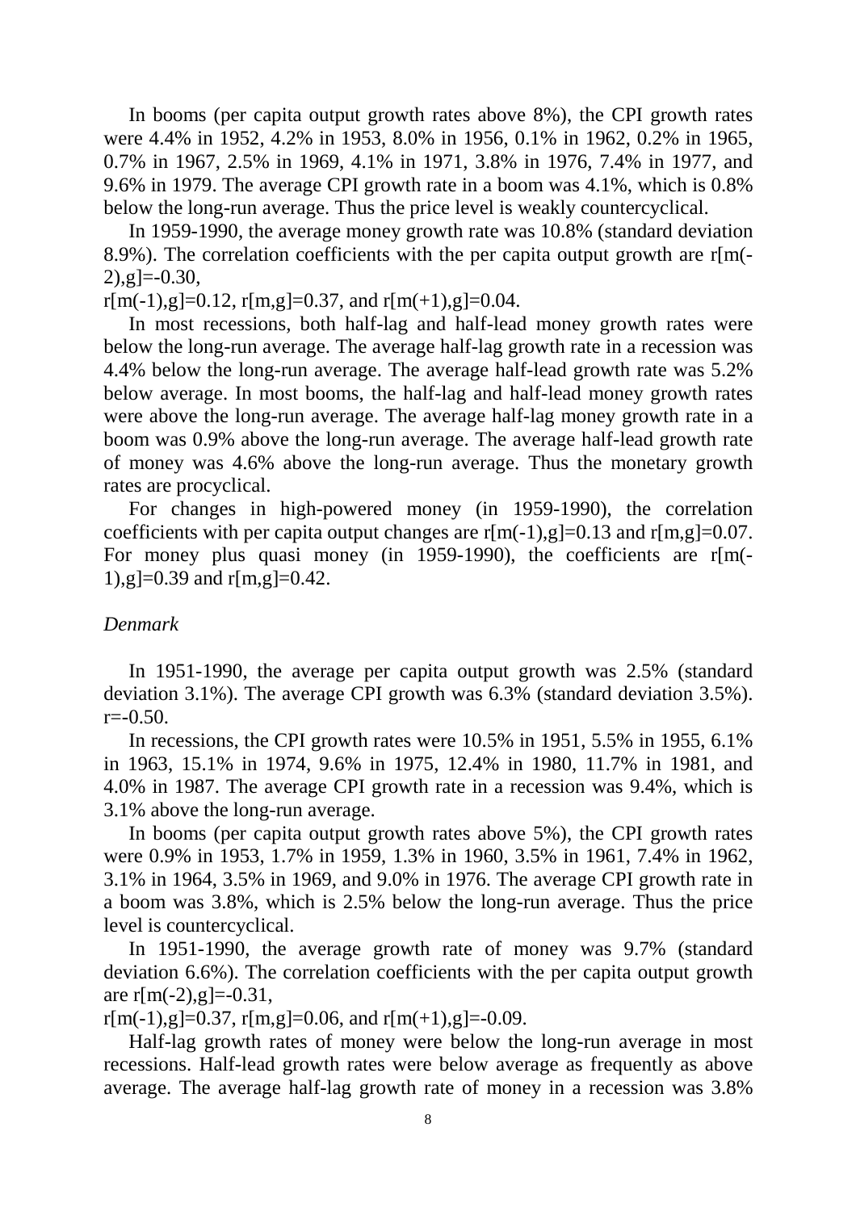In booms (per capita output growth rates above 8%), the CPI growth rates were 4.4% in 1952, 4.2% in 1953, 8.0% in 1956, 0.1% in 1962, 0.2% in 1965, 0.7% in 1967, 2.5% in 1969, 4.1% in 1971, 3.8% in 1976, 7.4% in 1977, and 9.6% in 1979. The average CPI growth rate in a boom was 4.1%, which is 0.8% below the long-run average. Thus the price level is weakly countercyclical.

In 1959-1990, the average money growth rate was 10.8% (standard deviation 8.9%). The correlation coefficients with the per capita output growth are r[m(-2),g]=-0.30,
r[m(-1),g]=0.12, r[m,g]=0.37, and r[m(+1),g]=0.04.

In most recessions, both half-lag and half-lead money growth rates were below the long-run average. The average half-lag growth rate in a recession was 4.4% below the long-run average. The average half-lead growth rate was 5.2% below average. In most booms, the half-lag and half-lead money growth rates were above the long-run average. The average half-lag money growth rate in a boom was 0.9% above the long-run average. The average half-lead growth rate of money was 4.6% above the long-run average. Thus the monetary growth rates are procyclical.

For changes in high-powered money (in 1959-1990), the correlation coefficients with per capita output changes are r[m(-1),g]=0.13 and r[m,g]=0.07. For money plus quasi money (in 1959-1990), the coefficients are r[m(-1),g]=0.39 and r[m,g]=0.42.

*Denmark*

In 1951-1990, the average per capita output growth was 2.5% (standard deviation 3.1%). The average CPI growth was 6.3% (standard deviation 3.5%). r=-0.50.

In recessions, the CPI growth rates were 10.5% in 1951, 5.5% in 1955, 6.1% in 1963, 15.1% in 1974, 9.6% in 1975, 12.4% in 1980, 11.7% in 1981, and 4.0% in 1987. The average CPI growth rate in a recession was 9.4%, which is 3.1% above the long-run average.

In booms (per capita output growth rates above 5%), the CPI growth rates were 0.9% in 1953, 1.7% in 1959, 1.3% in 1960, 3.5% in 1961, 7.4% in 1962, 3.1% in 1964, 3.5% in 1969, and 9.0% in 1976. The average CPI growth rate in a boom was 3.8%, which is 2.5% below the long-run average. Thus the price level is countercyclical.

In 1951-1990, the average growth rate of money was 9.7% (standard deviation 6.6%). The correlation coefficients with the per capita output growth are r[m(-2),g]=-0.31,
r[m(-1),g]=0.37, r[m,g]=0.06, and r[m(+1),g]=-0.09.

Half-lag growth rates of money were below the long-run average in most recessions. Half-lead growth rates were below average as frequently as above average. The average half-lag growth rate of money in a recession was 3.8%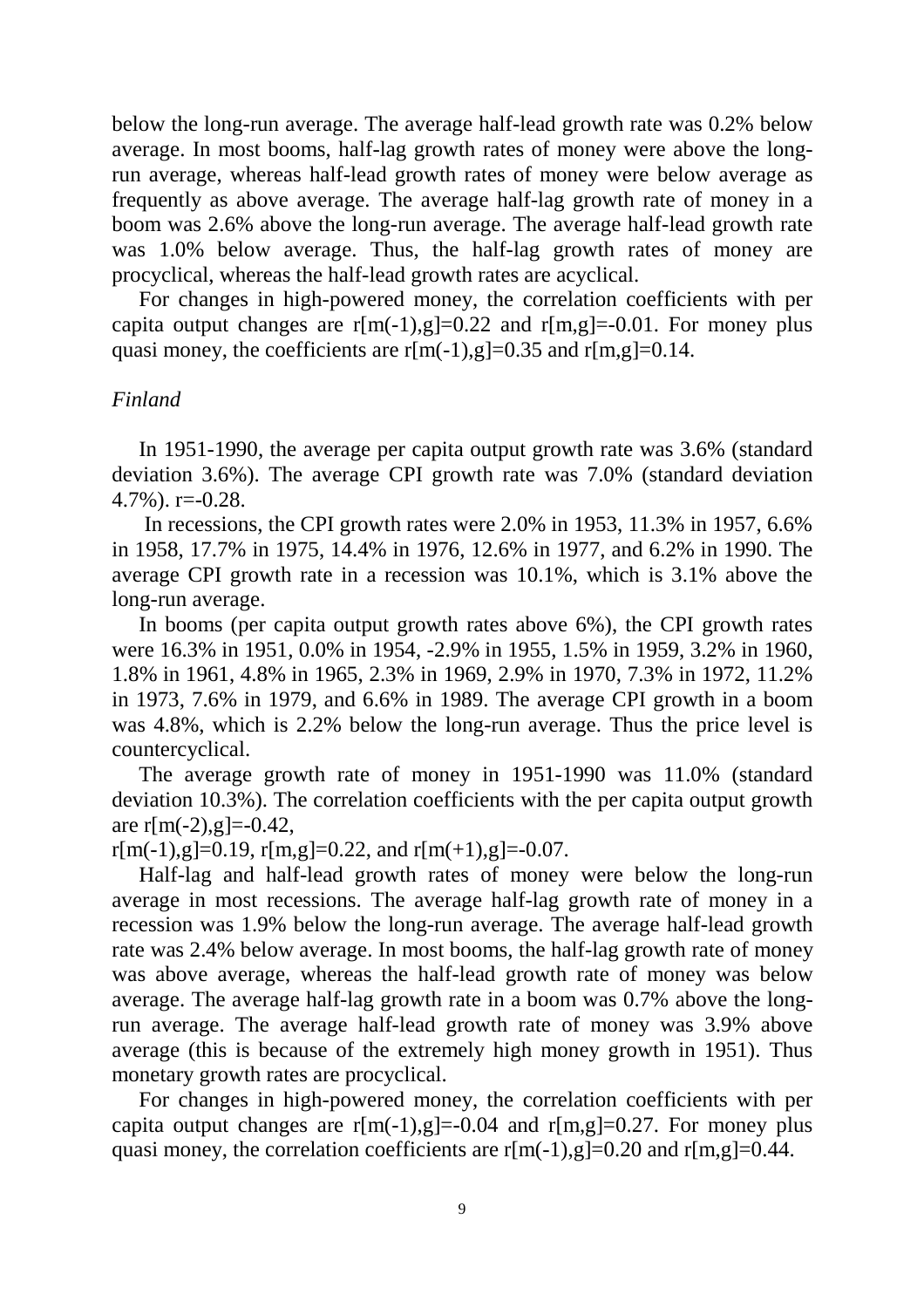below the long-run average. The average half-lead growth rate was 0.2% below average. In most booms, half-lag growth rates of money were above the long-run average, whereas half-lead growth rates of money were below average as frequently as above average. The average half-lag growth rate of money in a boom was 2.6% above the long-run average. The average half-lead growth rate was 1.0% below average. Thus, the half-lag growth rates of money are procyclical, whereas the half-lead growth rates are acyclical.

For changes in high-powered money, the correlation coefficients with per capita output changes are $r[m(-1),g]=0.22$ and $r[m,g]=-0.01$. For money plus quasi money, the coefficients are $r[m(-1),g]=0.35$ and $r[m,g]=0.14$.

*Finland*

In 1951-1990, the average per capita output growth rate was 3.6% (standard deviation 3.6%). The average CPI growth rate was 7.0% (standard deviation 4.7%). $r=-0.28$.

In recessions, the CPI growth rates were 2.0% in 1953, 11.3% in 1957, 6.6% in 1958, 17.7% in 1975, 14.4% in 1976, 12.6% in 1977, and 6.2% in 1990. The average CPI growth rate in a recession was 10.1%, which is 3.1% above the long-run average.

In booms (per capita output growth rates above 6%), the CPI growth rates were 16.3% in 1951, 0.0% in 1954, -2.9% in 1955, 1.5% in 1959, 3.2% in 1960, 1.8% in 1961, 4.8% in 1965, 2.3% in 1969, 2.9% in 1970, 7.3% in 1972, 11.2% in 1973, 7.6% in 1979, and 6.6% in 1989. The average CPI growth in a boom was 4.8%, which is 2.2% below the long-run average. Thus the price level is countercyclical.

The average growth rate of money in 1951-1990 was 11.0% (standard deviation 10.3%). The correlation coefficients with the per capita output growth are $r[m(-2),g]=-0.42$,
$r[m(-1),g]=0.19$, $r[m,g]=0.22$, and $r[m(+1),g]=-0.07$.

Half-lag and half-lead growth rates of money were below the long-run average in most recessions. The average half-lag growth rate of money in a recession was 1.9% below the long-run average. The average half-lead growth rate was 2.4% below average. In most booms, the half-lag growth rate of money was above average, whereas the half-lead growth rate of money was below average. The average half-lag growth rate in a boom was 0.7% above the long-run average. The average half-lead growth rate of money was 3.9% above average (this is because of the extremely high money growth in 1951). Thus monetary growth rates are procyclical.

For changes in high-powered money, the correlation coefficients with per capita output changes are $r[m(-1),g]=-0.04$ and $r[m,g]=0.27$. For money plus quasi money, the correlation coefficients are $r[m(-1),g]=0.20$ and $r[m,g]=0.44$.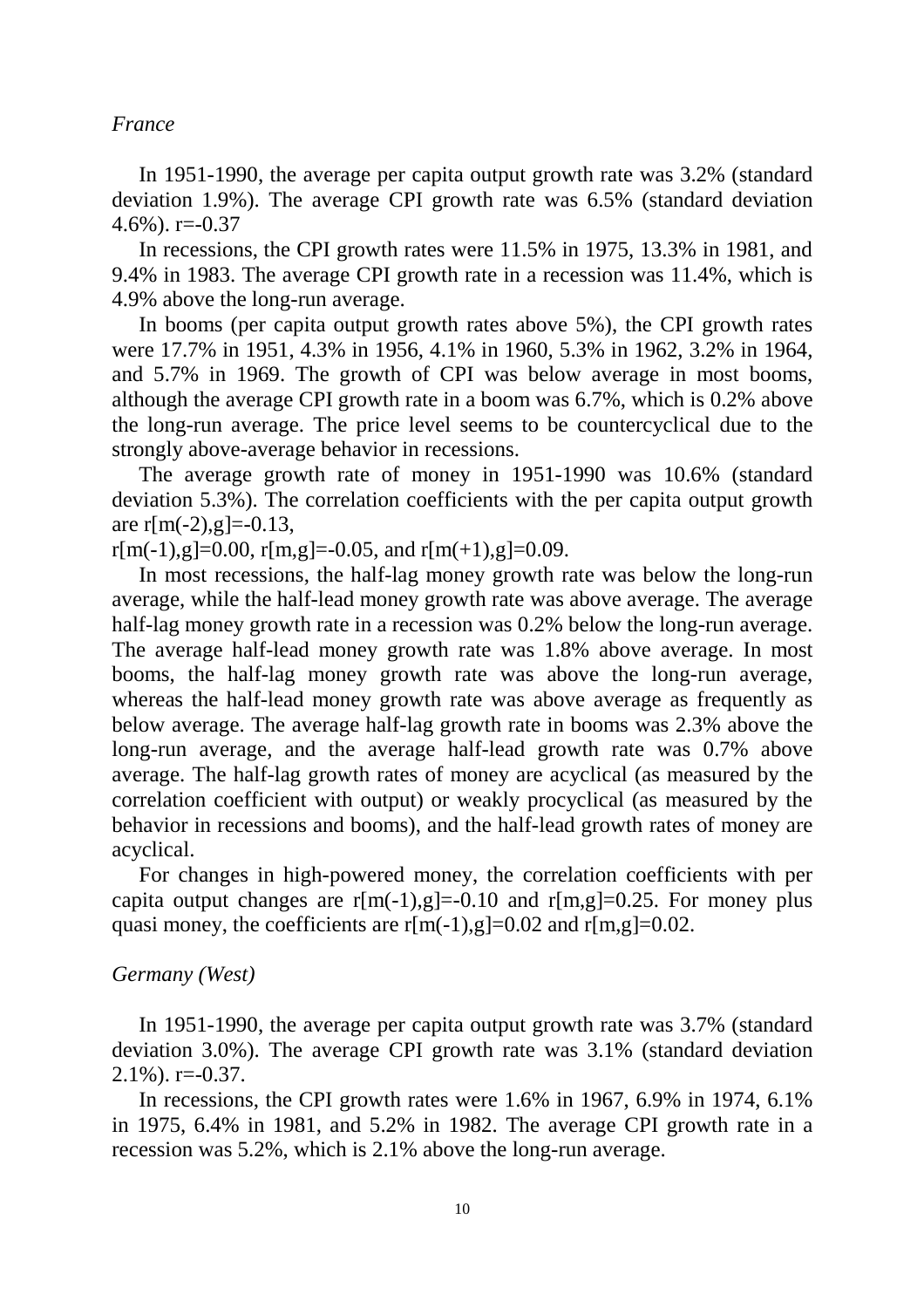*France*

In 1951-1990, the average per capita output growth rate was 3.2% (standard deviation 1.9%). The average CPI growth rate was 6.5% (standard deviation 4.6%). $r=-0.37$

In recessions, the CPI growth rates were 11.5% in 1975, 13.3% in 1981, and 9.4% in 1983. The average CPI growth rate in a recession was 11.4%, which is 4.9% above the long-run average.

In booms (per capita output growth rates above 5%), the CPI growth rates were 17.7% in 1951, 4.3% in 1956, 4.1% in 1960, 5.3% in 1962, 3.2% in 1964, and 5.7% in 1969. The growth of CPI was below average in most booms, although the average CPI growth rate in a boom was 6.7%, which is 0.2% above the long-run average. The price level seems to be countercyclical due to the strongly above-average behavior in recessions.

The average growth rate of money in 1951-1990 was 10.6% (standard deviation 5.3%). The correlation coefficients with the per capita output growth are $r[m(-2),g]=-0.13$,
$r[m(-1),g]=0.00$, $r[m,g]=-0.05$, and $r[m(+1),g]=0.09$.

In most recessions, the half-lag money growth rate was below the long-run average, while the half-lead money growth rate was above average. The average half-lag money growth rate in a recession was 0.2% below the long-run average. The average half-lead money growth rate was 1.8% above average. In most booms, the half-lag money growth rate was above the long-run average, whereas the half-lead money growth rate was above average as frequently as below average. The average half-lag growth rate in booms was 2.3% above the long-run average, and the average half-lead growth rate was 0.7% above average. The half-lag growth rates of money are acyclical (as measured by the correlation coefficient with output) or weakly procyclical (as measured by the behavior in recessions and booms), and the half-lead growth rates of money are acyclical.

For changes in high-powered money, the correlation coefficients with per capita output changes are $r[m(-1),g]=-0.10$ and $r[m,g]=0.25$. For money plus quasi money, the coefficients are $r[m(-1),g]=0.02$ and $r[m,g]=0.02$.

*Germany (West)*

In 1951-1990, the average per capita output growth rate was 3.7% (standard deviation 3.0%). The average CPI growth rate was 3.1% (standard deviation 2.1%). $r=-0.37$.

In recessions, the CPI growth rates were 1.6% in 1967, 6.9% in 1974, 6.1% in 1975, 6.4% in 1981, and 5.2% in 1982. The average CPI growth rate in a recession was 5.2%, which is 2.1% above the long-run average.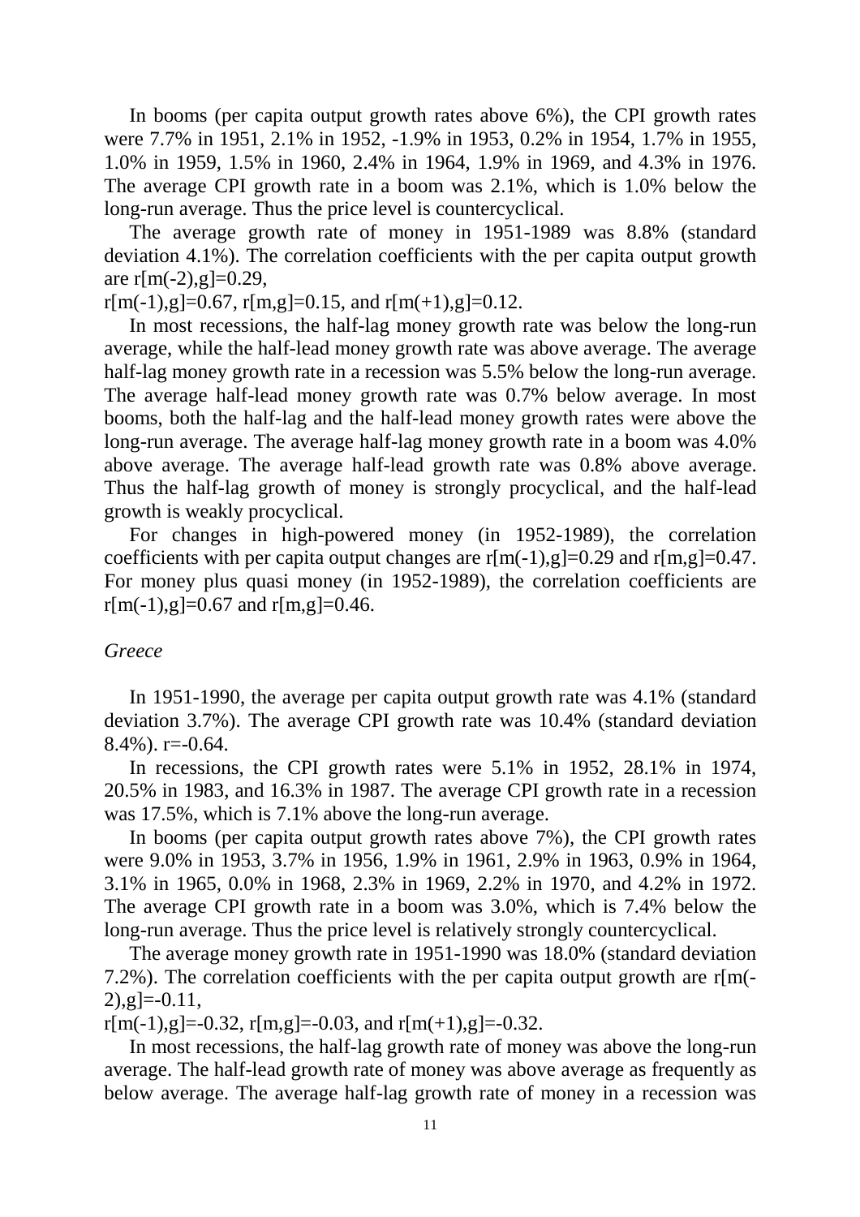In booms (per capita output growth rates above 6%), the CPI growth rates were 7.7% in 1951, 2.1% in 1952, -1.9% in 1953, 0.2% in 1954, 1.7% in 1955, 1.0% in 1959, 1.5% in 1960, 2.4% in 1964, 1.9% in 1969, and 4.3% in 1976. The average CPI growth rate in a boom was 2.1%, which is 1.0% below the long-run average. Thus the price level is countercyclical.

The average growth rate of money in 1951-1989 was 8.8% (standard deviation 4.1%). The correlation coefficients with the per capita output growth are r[m(-2),g]=0.29,
r[m(-1),g]=0.67, r[m,g]=0.15, and r[m(+1),g]=0.12.

In most recessions, the half-lag money growth rate was below the long-run average, while the half-lead money growth rate was above average. The average half-lag money growth rate in a recession was 5.5% below the long-run average. The average half-lead money growth rate was 0.7% below average. In most booms, both the half-lag and the half-lead money growth rates were above the long-run average. The average half-lag money growth rate in a boom was 4.0% above average. The average half-lead growth rate was 0.8% above average. Thus the half-lag growth of money is strongly procyclical, and the half-lead growth is weakly procyclical.

For changes in high-powered money (in 1952-1989), the correlation coefficients with per capita output changes are r[m(-1),g]=0.29 and r[m,g]=0.47. For money plus quasi money (in 1952-1989), the correlation coefficients are r[m(-1),g]=0.67 and r[m,g]=0.46.

*Greece*

In 1951-1990, the average per capita output growth rate was 4.1% (standard deviation 3.7%). The average CPI growth rate was 10.4% (standard deviation 8.4%). r=-0.64.

In recessions, the CPI growth rates were 5.1% in 1952, 28.1% in 1974, 20.5% in 1983, and 16.3% in 1987. The average CPI growth rate in a recession was 17.5%, which is 7.1% above the long-run average.

In booms (per capita output growth rates above 7%), the CPI growth rates were 9.0% in 1953, 3.7% in 1956, 1.9% in 1961, 2.9% in 1963, 0.9% in 1964, 3.1% in 1965, 0.0% in 1968, 2.3% in 1969, 2.2% in 1970, and 4.2% in 1972. The average CPI growth rate in a boom was 3.0%, which is 7.4% below the long-run average. Thus the price level is relatively strongly countercyclical.

The average money growth rate in 1951-1990 was 18.0% (standard deviation 7.2%). The correlation coefficients with the per capita output growth are r[m(-2),g]=-0.11,
r[m(-1),g]=-0.32, r[m,g]=-0.03, and r[m(+1),g]=-0.32.

In most recessions, the half-lag growth rate of money was above the long-run average. The half-lead growth rate of money was above average as frequently as below average. The average half-lag growth rate of money in a recession was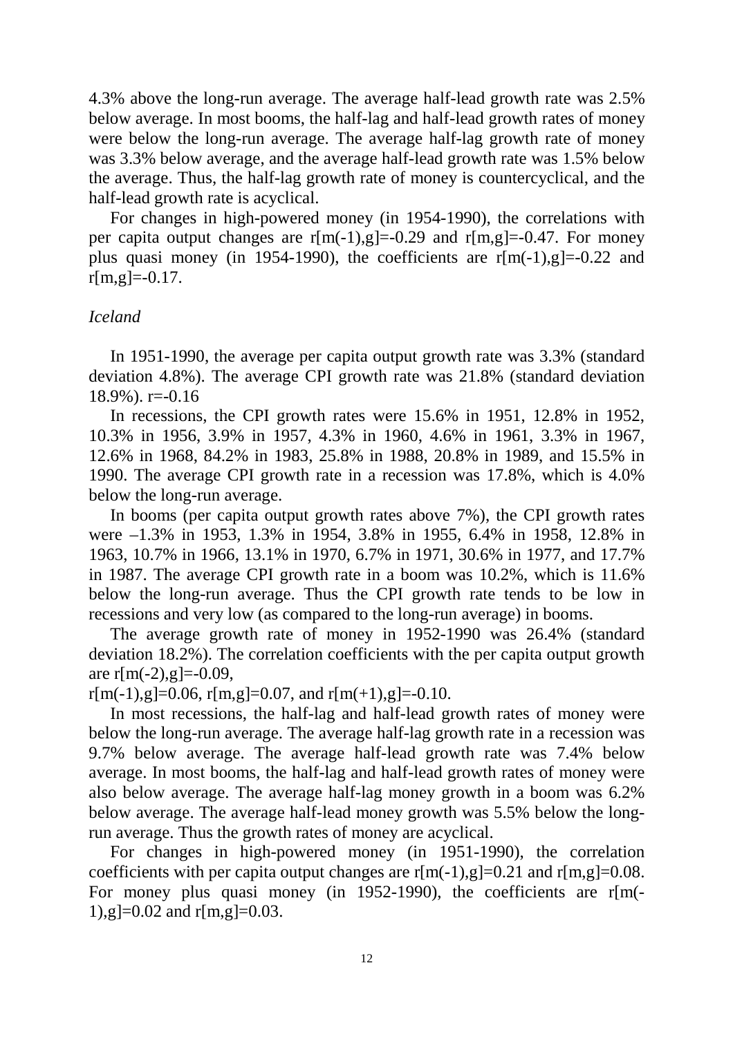4.3% above the long-run average. The average half-lead growth rate was 2.5% below average. In most booms, the half-lag and half-lead growth rates of money were below the long-run average. The average half-lag growth rate of money was 3.3% below average, and the average half-lead growth rate was 1.5% below the average. Thus, the half-lag growth rate of money is countercyclical, and the half-lead growth rate is acyclical.

For changes in high-powered money (in 1954-1990), the correlations with per capita output changes are $r[m(-1),g]=-0.29$ and $r[m,g]=-0.47$. For money plus quasi money (in 1954-1990), the coefficients are $r[m(-1),g]=-0.22$ and $r[m,g]=-0.17$.

*Iceland*

In 1951-1990, the average per capita output growth rate was 3.3% (standard deviation 4.8%). The average CPI growth rate was 21.8% (standard deviation 18.9%). $r=-0.16$

In recessions, the CPI growth rates were 15.6% in 1951, 12.8% in 1952, 10.3% in 1956, 3.9% in 1957, 4.3% in 1960, 4.6% in 1961, 3.3% in 1967, 12.6% in 1968, 84.2% in 1983, 25.8% in 1988, 20.8% in 1989, and 15.5% in 1990. The average CPI growth rate in a recession was 17.8%, which is 4.0% below the long-run average.

In booms (per capita output growth rates above 7%), the CPI growth rates were –1.3% in 1953, 1.3% in 1954, 3.8% in 1955, 6.4% in 1958, 12.8% in 1963, 10.7% in 1966, 13.1% in 1970, 6.7% in 1971, 30.6% in 1977, and 17.7% in 1987. The average CPI growth rate in a boom was 10.2%, which is 11.6% below the long-run average. Thus the CPI growth rate tends to be low in recessions and very low (as compared to the long-run average) in booms.

The average growth rate of money in 1952-1990 was 26.4% (standard deviation 18.2%). The correlation coefficients with the per capita output growth are $r[m(-2),g]=-0.09$,
$r[m(-1),g]=0.06$, $r[m,g]=0.07$, and $r[m(+1),g]=-0.10$.

In most recessions, the half-lag and half-lead growth rates of money were below the long-run average. The average half-lag growth rate in a recession was 9.7% below average. The average half-lead growth rate was 7.4% below average. In most booms, the half-lag and half-lead growth rates of money were also below average. The average half-lag money growth in a boom was 6.2% below average. The average half-lead money growth was 5.5% below the long-run average. Thus the growth rates of money are acyclical.

For changes in high-powered money (in 1951-1990), the correlation coefficients with per capita output changes are $r[m(-1),g]=0.21$ and $r[m,g]=0.08$. For money plus quasi money (in 1952-1990), the coefficients are $r[m(-1),g]=0.02$ and $r[m,g]=0.03$.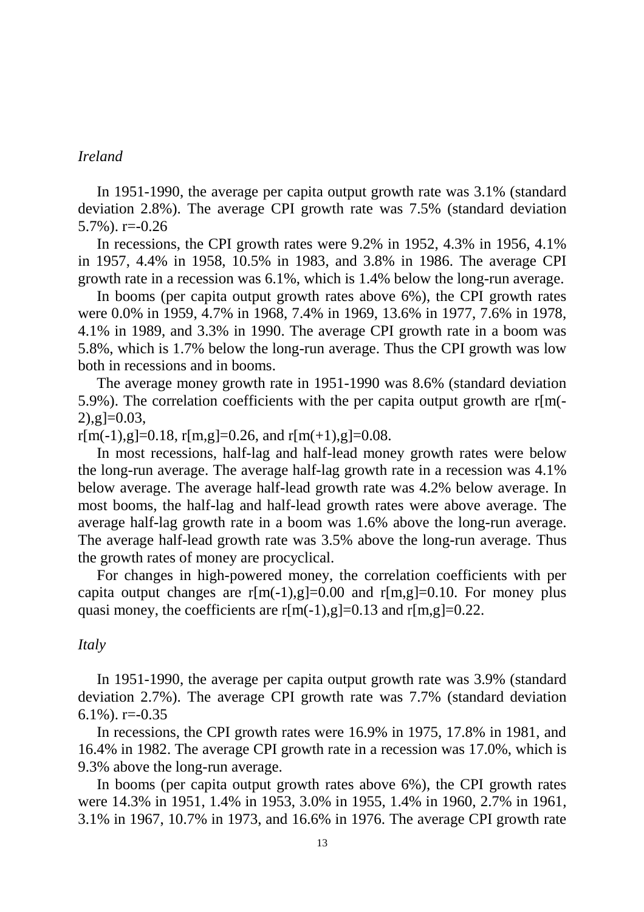*Ireland*

In 1951-1990, the average per capita output growth rate was 3.1% (standard deviation 2.8%). The average CPI growth rate was 7.5% (standard deviation 5.7%). r=-0.26

In recessions, the CPI growth rates were 9.2% in 1952, 4.3% in 1956, 4.1% in 1957, 4.4% in 1958, 10.5% in 1983, and 3.8% in 1986. The average CPI growth rate in a recession was 6.1%, which is 1.4% below the long-run average.

In booms (per capita output growth rates above 6%), the CPI growth rates were 0.0% in 1959, 4.7% in 1968, 7.4% in 1969, 13.6% in 1977, 7.6% in 1978, 4.1% in 1989, and 3.3% in 1990. The average CPI growth rate in a boom was 5.8%, which is 1.7% below the long-run average. Thus the CPI growth was low both in recessions and in booms.

The average money growth rate in 1951-1990 was 8.6% (standard deviation 5.9%). The correlation coefficients with the per capita output growth are r[m(-2),g]=0.03,
r[m(-1),g]=0.18, r[m,g]=0.26, and r[m(+1),g]=0.08.

In most recessions, half-lag and half-lead money growth rates were below the long-run average. The average half-lag growth rate in a recession was 4.1% below average. The average half-lead growth rate was 4.2% below average. In most booms, the half-lag and half-lead growth rates were above average. The average half-lag growth rate in a boom was 1.6% above the long-run average. The average half-lead growth rate was 3.5% above the long-run average. Thus the growth rates of money are procyclical.

For changes in high-powered money, the correlation coefficients with per capita output changes are r[m(-1),g]=0.00 and r[m,g]=0.10. For money plus quasi money, the coefficients are r[m(-1),g]=0.13 and r[m,g]=0.22.

*Italy*

In 1951-1990, the average per capita output growth rate was 3.9% (standard deviation 2.7%). The average CPI growth rate was 7.7% (standard deviation 6.1%). r=-0.35

In recessions, the CPI growth rates were 16.9% in 1975, 17.8% in 1981, and 16.4% in 1982. The average CPI growth rate in a recession was 17.0%, which is 9.3% above the long-run average.

In booms (per capita output growth rates above 6%), the CPI growth rates were 14.3% in 1951, 1.4% in 1953, 3.0% in 1955, 1.4% in 1960, 2.7% in 1961, 3.1% in 1967, 10.7% in 1973, and 16.6% in 1976. The average CPI growth rate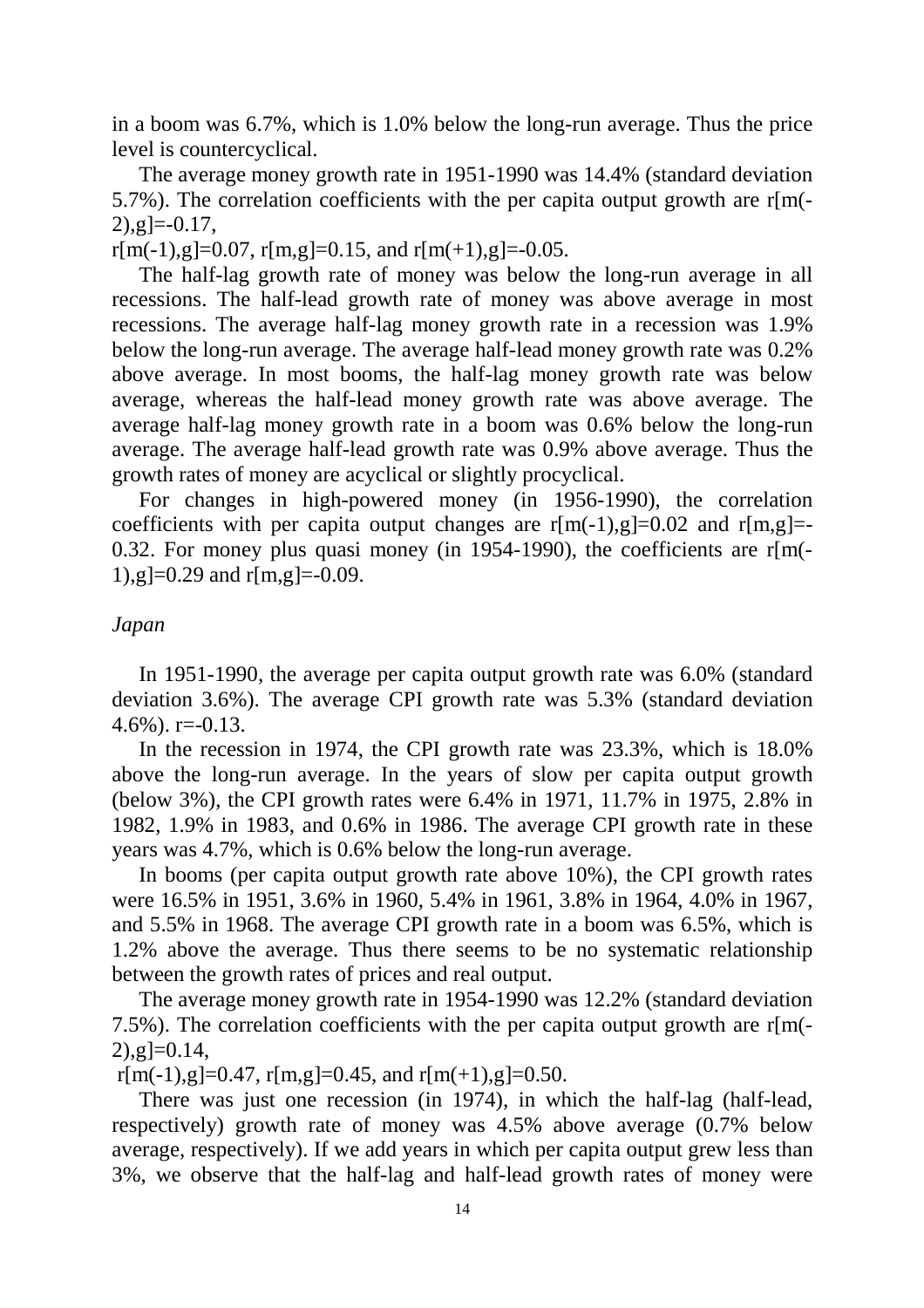in a boom was 6.7%, which is 1.0% below the long-run average. Thus the price level is countercyclical.

The average money growth rate in 1951-1990 was 14.4% (standard deviation 5.7%). The correlation coefficients with the per capita output growth are $r[m(-2),g]=-0.17$, $r[m(-1),g]=0.07$, $r[m,g]=0.15$, and $r[m(+1),g]=-0.05$.

The half-lag growth rate of money was below the long-run average in all recessions. The half-lead growth rate of money was above average in most recessions. The average half-lag money growth rate in a recession was 1.9% below the long-run average. The average half-lead money growth rate was 0.2% above average. In most booms, the half-lag money growth rate was below average, whereas the half-lead money growth rate was above average. The average half-lag money growth rate in a boom was 0.6% below the long-run average. The average half-lead growth rate was 0.9% above average. Thus the growth rates of money are acyclical or slightly procyclical.

For changes in high-powered money (in 1956-1990), the correlation coefficients with per capita output changes are $r[m(-1),g]=0.02$ and $r[m,g]=-0.32$. For money plus quasi money (in 1954-1990), the coefficients are $r[m(-1),g]=0.29$ and $r[m,g]=-0.09$.

*Japan*

In 1951-1990, the average per capita output growth rate was 6.0% (standard deviation 3.6%). The average CPI growth rate was 5.3% (standard deviation 4.6%). $r=-0.13$.

In the recession in 1974, the CPI growth rate was 23.3%, which is 18.0% above the long-run average. In the years of slow per capita output growth (below 3%), the CPI growth rates were 6.4% in 1971, 11.7% in 1975, 2.8% in 1982, 1.9% in 1983, and 0.6% in 1986. The average CPI growth rate in these years was 4.7%, which is 0.6% below the long-run average.

In booms (per capita output growth rate above 10%), the CPI growth rates were 16.5% in 1951, 3.6% in 1960, 5.4% in 1961, 3.8% in 1964, 4.0% in 1967, and 5.5% in 1968. The average CPI growth rate in a boom was 6.5%, which is 1.2% above the average. Thus there seems to be no systematic relationship between the growth rates of prices and real output.

The average money growth rate in 1954-1990 was 12.2% (standard deviation 7.5%). The correlation coefficients with the per capita output growth are $r[m(-2),g]=0.14$, $r[m(-1),g]=0.47$, $r[m,g]=0.45$, and $r[m(+1),g]=0.50$.

There was just one recession (in 1974), in which the half-lag (half-lead, respectively) growth rate of money was 4.5% above average (0.7% below average, respectively). If we add years in which per capita output grew less than 3%, we observe that the half-lag and half-lead growth rates of money were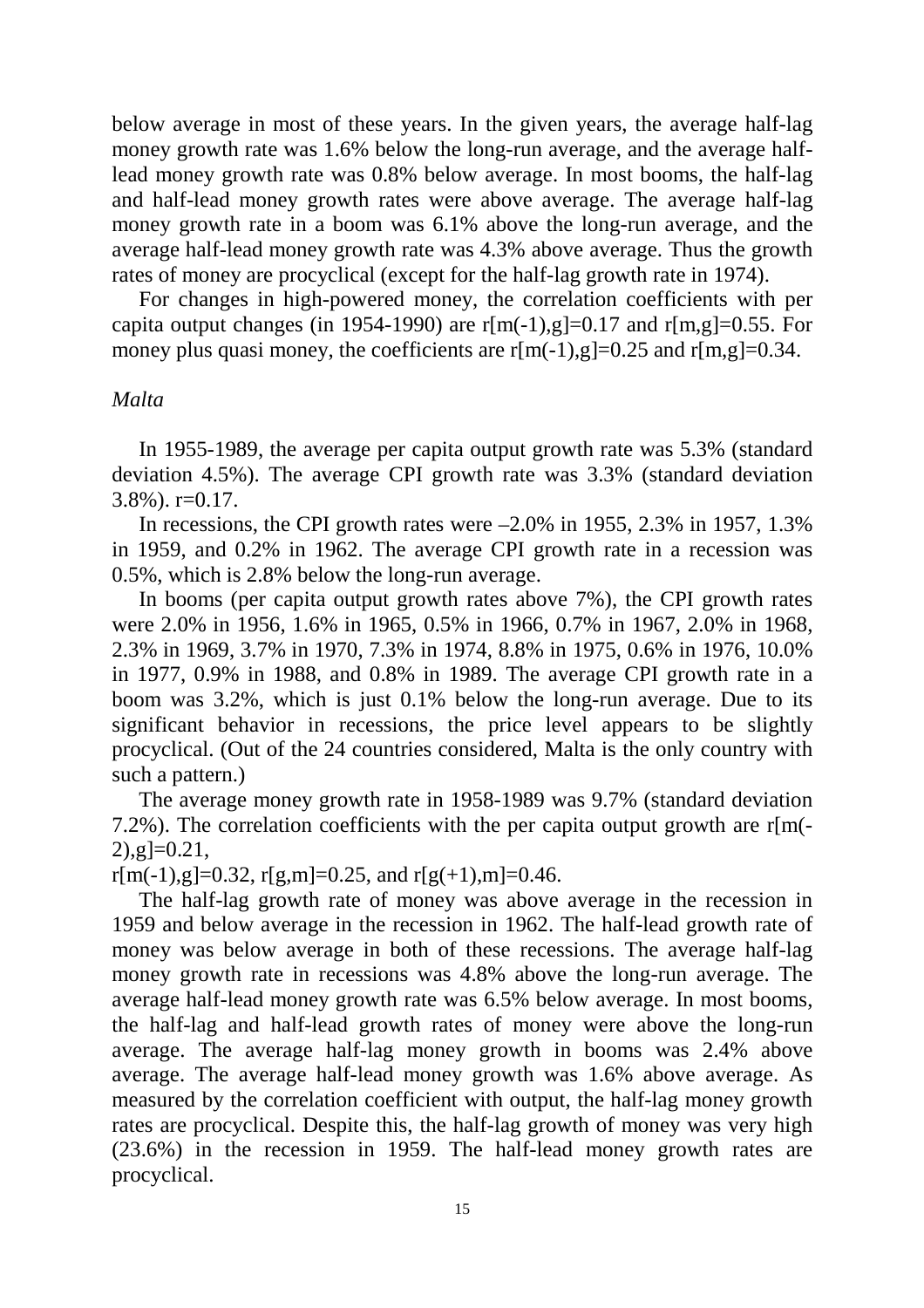below average in most of these years. In the given years, the average half-lag money growth rate was 1.6% below the long-run average, and the average half-lead money growth rate was 0.8% below average. In most booms, the half-lag and half-lead money growth rates were above average. The average half-lag money growth rate in a boom was 6.1% above the long-run average, and the average half-lead money growth rate was 4.3% above average. Thus the growth rates of money are procyclical (except for the half-lag growth rate in 1974).

For changes in high-powered money, the correlation coefficients with per capita output changes (in 1954-1990) are r[m(-1),g]=0.17 and r[m,g]=0.55. For money plus quasi money, the coefficients are r[m(-1),g]=0.25 and r[m,g]=0.34.

*Malta*

In 1955-1989, the average per capita output growth rate was 5.3% (standard deviation 4.5%). The average CPI growth rate was 3.3% (standard deviation 3.8%). r=0.17.

In recessions, the CPI growth rates were –2.0% in 1955, 2.3% in 1957, 1.3% in 1959, and 0.2% in 1962. The average CPI growth rate in a recession was 0.5%, which is 2.8% below the long-run average.

In booms (per capita output growth rates above 7%), the CPI growth rates were 2.0% in 1956, 1.6% in 1965, 0.5% in 1966, 0.7% in 1967, 2.0% in 1968, 2.3% in 1969, 3.7% in 1970, 7.3% in 1974, 8.8% in 1975, 0.6% in 1976, 10.0% in 1977, 0.9% in 1988, and 0.8% in 1989. The average CPI growth rate in a boom was 3.2%, which is just 0.1% below the long-run average. Due to its significant behavior in recessions, the price level appears to be slightly procyclical. (Out of the 24 countries considered, Malta is the only country with such a pattern.)

The average money growth rate in 1958-1989 was 9.7% (standard deviation 7.2%). The correlation coefficients with the per capita output growth are r[m(-2),g]=0.21,
r[m(-1),g]=0.32, r[g,m]=0.25, and r[g(+1),m]=0.46.

The half-lag growth rate of money was above average in the recession in 1959 and below average in the recession in 1962. The half-lead growth rate of money was below average in both of these recessions. The average half-lag money growth rate in recessions was 4.8% above the long-run average. The average half-lead money growth rate was 6.5% below average. In most booms, the half-lag and half-lead growth rates of money were above the long-run average. The average half-lag money growth in booms was 2.4% above average. The average half-lead money growth was 1.6% above average. As measured by the correlation coefficient with output, the half-lag money growth rates are procyclical. Despite this, the half-lag growth of money was very high (23.6%) in the recession in 1959. The half-lead money growth rates are procyclical.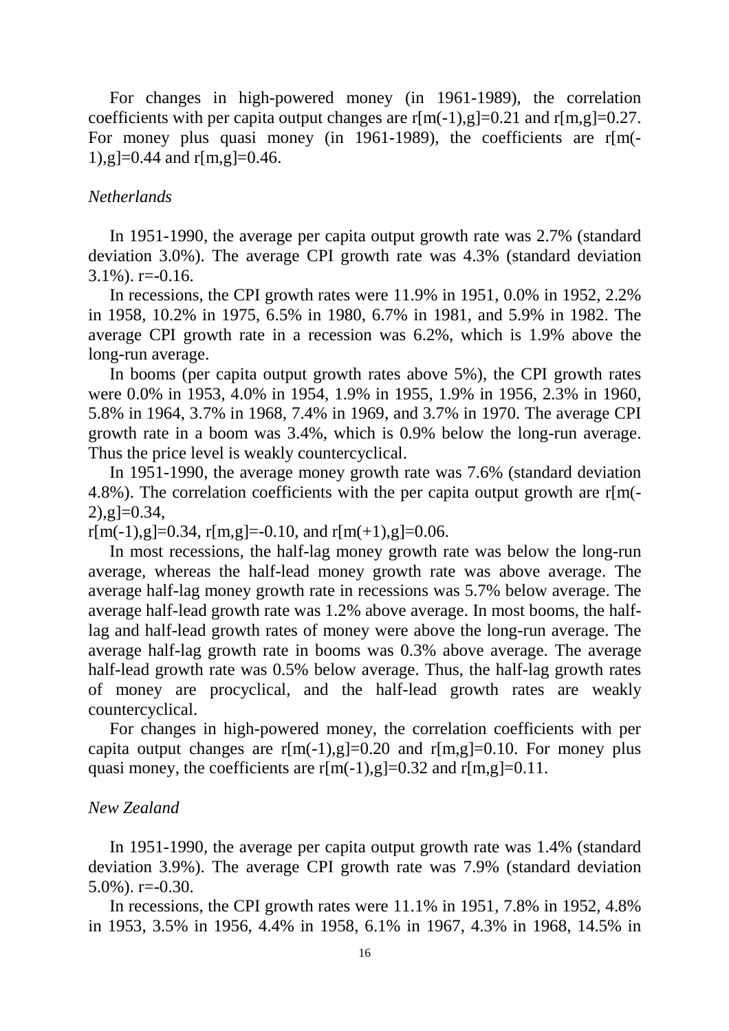For changes in high-powered money (in 1961-1989), the correlation coefficients with per capita output changes are r[m(-1),g]=0.21 and r[m,g]=0.27. For money plus quasi money (in 1961-1989), the coefficients are r[m(-1),g]=0.44 and r[m,g]=0.46.

### *Netherlands*

In 1951-1990, the average per capita output growth rate was 2.7% (standard deviation 3.0%). The average CPI growth rate was 4.3% (standard deviation 3.1%). r=-0.16.

In recessions, the CPI growth rates were 11.9% in 1951, 0.0% in 1952, 2.2% in 1958, 10.2% in 1975, 6.5% in 1980, 6.7% in 1981, and 5.9% in 1982. The average CPI growth rate in a recession was 6.2%, which is 1.9% above the long-run average.

In booms (per capita output growth rates above 5%), the CPI growth rates were 0.0% in 1953, 4.0% in 1954, 1.9% in 1955, 1.9% in 1956, 2.3% in 1960, 5.8% in 1964, 3.7% in 1968, 7.4% in 1969, and 3.7% in 1970. The average CPI growth rate in a boom was 3.4%, which is 0.9% below the long-run average. Thus the price level is weakly countercyclical.

In 1951-1990, the average money growth rate was 7.6% (standard deviation 4.8%). The correlation coefficients with the per capita output growth are r[m(-2),g]=0.34,
r[m(-1),g]=0.34, r[m,g]=-0.10, and r[m(+1),g]=0.06.

In most recessions, the half-lag money growth rate was below the long-run average, whereas the half-lead money growth rate was above average. The average half-lag money growth rate in recessions was 5.7% below average. The average half-lead growth rate was 1.2% above average. In most booms, the half-lag and half-lead growth rates of money were above the long-run average. The average half-lag growth rate in booms was 0.3% above average. The average half-lead growth rate was 0.5% below average. Thus, the half-lag growth rates of money are procyclical, and the half-lead growth rates are weakly countercyclical.

For changes in high-powered money, the correlation coefficients with per capita output changes are r[m(-1),g]=0.20 and r[m,g]=0.10. For money plus quasi money, the coefficients are r[m(-1),g]=0.32 and r[m,g]=0.11.

### *New Zealand*

In 1951-1990, the average per capita output growth rate was 1.4% (standard deviation 3.9%). The average CPI growth rate was 7.9% (standard deviation 5.0%). r=-0.30.

In recessions, the CPI growth rates were 11.1% in 1951, 7.8% in 1952, 4.8% in 1953, 3.5% in 1956, 4.4% in 1958, 6.1% in 1967, 4.3% in 1968, 14.5% in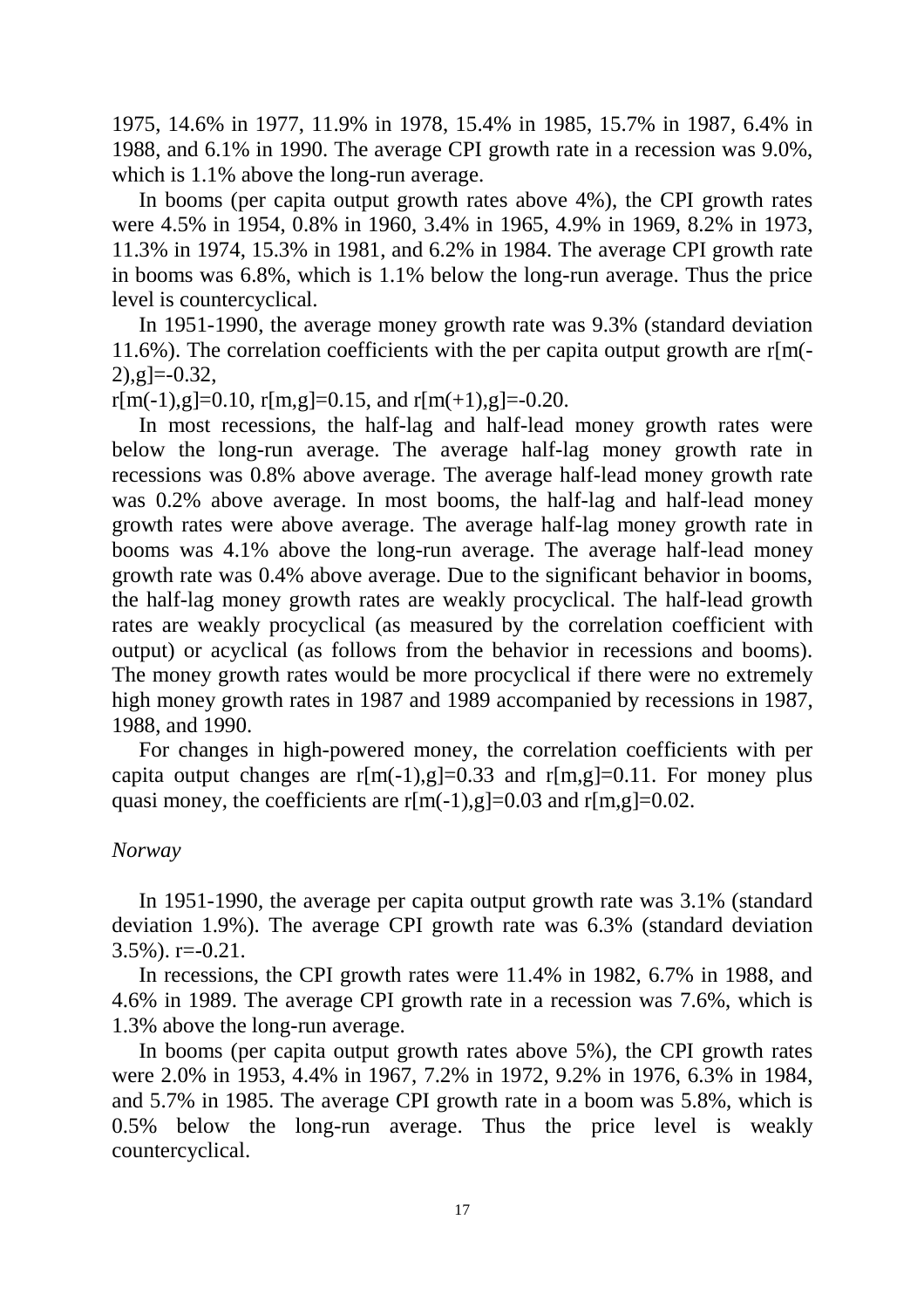1975, 14.6% in 1977, 11.9% in 1978, 15.4% in 1985, 15.7% in 1987, 6.4% in 1988, and 6.1% in 1990. The average CPI growth rate in a recession was 9.0%, which is 1.1% above the long-run average.

In booms (per capita output growth rates above 4%), the CPI growth rates were 4.5% in 1954, 0.8% in 1960, 3.4% in 1965, 4.9% in 1969, 8.2% in 1973, 11.3% in 1974, 15.3% in 1981, and 6.2% in 1984. The average CPI growth rate in booms was 6.8%, which is 1.1% below the long-run average. Thus the price level is countercyclical.

In 1951-1990, the average money growth rate was 9.3% (standard deviation 11.6%). The correlation coefficients with the per capita output growth are $r[m(-2),g]=-0.32$, $r[m(-1),g]=0.10$, $r[m,g]=0.15$, and $r[m(+1),g]=-0.20$.

In most recessions, the half-lag and half-lead money growth rates were below the long-run average. The average half-lag money growth rate in recessions was 0.8% above average. The average half-lead money growth rate was 0.2% above average. In most booms, the half-lag and half-lead money growth rates were above average. The average half-lag money growth rate in booms was 4.1% above the long-run average. The average half-lead money growth rate was 0.4% above average. Due to the significant behavior in booms, the half-lag money growth rates are weakly procyclical. The half-lead growth rates are weakly procyclical (as measured by the correlation coefficient with output) or acyclical (as follows from the behavior in recessions and booms). The money growth rates would be more procyclical if there were no extremely high money growth rates in 1987 and 1989 accompanied by recessions in 1987, 1988, and 1990.

For changes in high-powered money, the correlation coefficients with per capita output changes are $r[m(-1),g]=0.33$ and $r[m,g]=0.11$. For money plus quasi money, the coefficients are $r[m(-1),g]=0.03$ and $r[m,g]=0.02$.

*Norway*

In 1951-1990, the average per capita output growth rate was 3.1% (standard deviation 1.9%). The average CPI growth rate was 6.3% (standard deviation 3.5%). $r=-0.21$.

In recessions, the CPI growth rates were 11.4% in 1982, 6.7% in 1988, and 4.6% in 1989. The average CPI growth rate in a recession was 7.6%, which is 1.3% above the long-run average.

In booms (per capita output growth rates above 5%), the CPI growth rates were 2.0% in 1953, 4.4% in 1967, 7.2% in 1972, 9.2% in 1976, 6.3% in 1984, and 5.7% in 1985. The average CPI growth rate in a boom was 5.8%, which is 0.5% below the long-run average. Thus the price level is weakly countercyclical.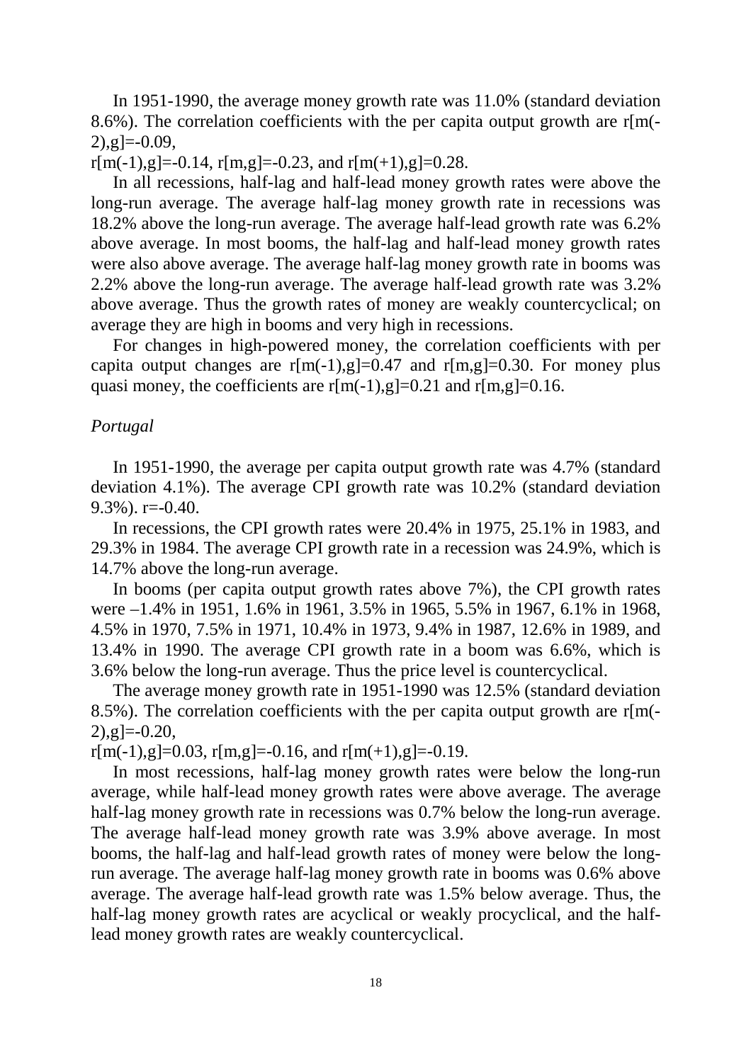In 1951-1990, the average money growth rate was 11.0% (standard deviation 8.6%). The correlation coefficients with the per capita output growth are r[m(-2),g]=-0.09,
r[m(-1),g]=-0.14, r[m,g]=-0.23, and r[m(+1),g]=0.28.

In all recessions, half-lag and half-lead money growth rates were above the long-run average. The average half-lag money growth rate in recessions was 18.2% above the long-run average. The average half-lead growth rate was 6.2% above average. In most booms, the half-lag and half-lead money growth rates were also above average. The average half-lag money growth rate in booms was 2.2% above the long-run average. The average half-lead growth rate was 3.2% above average. Thus the growth rates of money are weakly countercyclical; on average they are high in booms and very high in recessions.

For changes in high-powered money, the correlation coefficients with per capita output changes are r[m(-1),g]=0.47 and r[m,g]=0.30. For money plus quasi money, the coefficients are r[m(-1),g]=0.21 and r[m,g]=0.16.

### *Portugal*

In 1951-1990, the average per capita output growth rate was 4.7% (standard deviation 4.1%). The average CPI growth rate was 10.2% (standard deviation 9.3%). r=-0.40.

In recessions, the CPI growth rates were 20.4% in 1975, 25.1% in 1983, and 29.3% in 1984. The average CPI growth rate in a recession was 24.9%, which is 14.7% above the long-run average.

In booms (per capita output growth rates above 7%), the CPI growth rates were –1.4% in 1951, 1.6% in 1961, 3.5% in 1965, 5.5% in 1967, 6.1% in 1968, 4.5% in 1970, 7.5% in 1971, 10.4% in 1973, 9.4% in 1987, 12.6% in 1989, and 13.4% in 1990. The average CPI growth rate in a boom was 6.6%, which is 3.6% below the long-run average. Thus the price level is countercyclical.

The average money growth rate in 1951-1990 was 12.5% (standard deviation 8.5%). The correlation coefficients with the per capita output growth are r[m(-2),g]=-0.20,
r[m(-1),g]=0.03, r[m,g]=-0.16, and r[m(+1),g]=-0.19.

In most recessions, half-lag money growth rates were below the long-run average, while half-lead money growth rates were above average. The average half-lag money growth rate in recessions was 0.7% below the long-run average. The average half-lead money growth rate was 3.9% above average. In most booms, the half-lag and half-lead growth rates of money were below the long-run average. The average half-lag money growth rate in booms was 0.6% above average. The average half-lead growth rate was 1.5% below average. Thus, the half-lag money growth rates are acyclical or weakly procyclical, and the half-lead money growth rates are weakly countercyclical.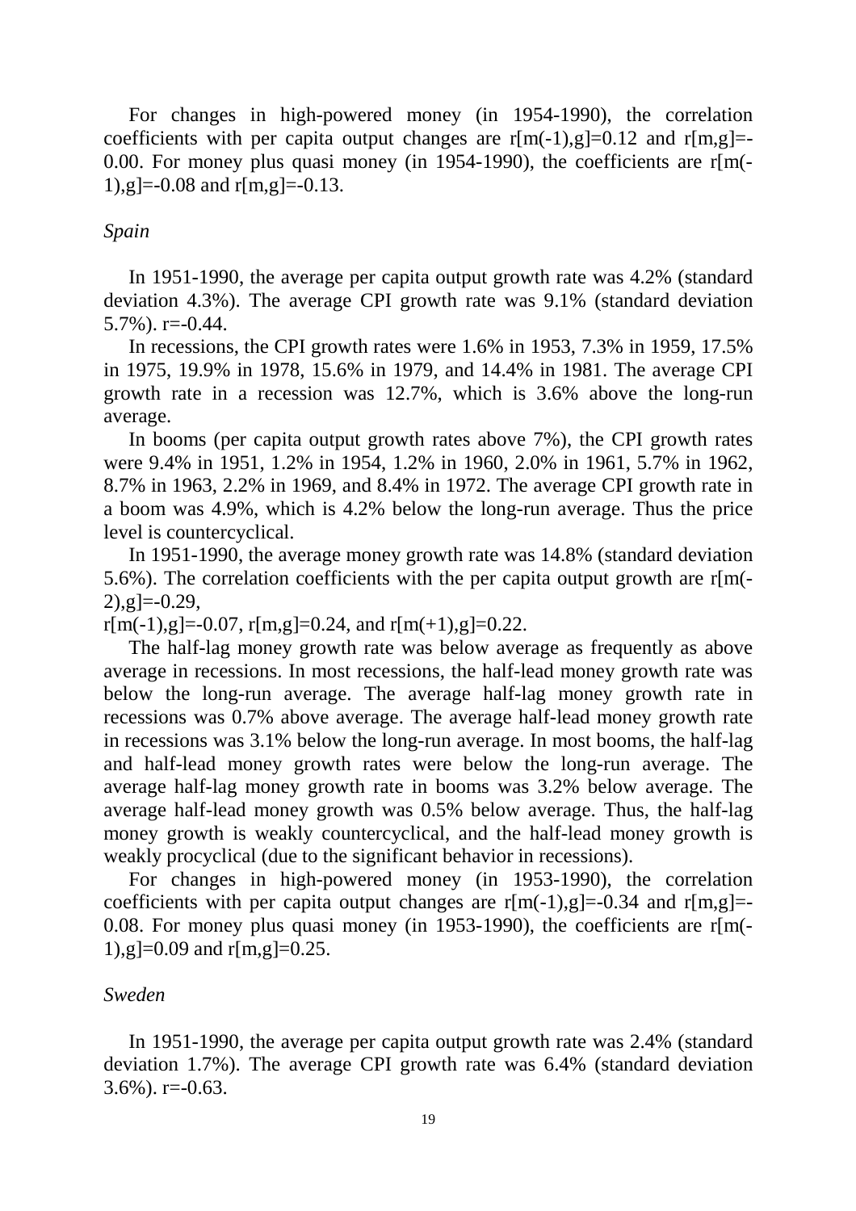For changes in high-powered money (in 1954-1990), the correlation coefficients with per capita output changes are r[m(-1),g]=0.12 and r[m,g]=-0.00. For money plus quasi money (in 1954-1990), the coefficients are r[m(-1),g]=-0.08 and r[m,g]=-0.13.

*Spain*

In 1951-1990, the average per capita output growth rate was 4.2% (standard deviation 4.3%). The average CPI growth rate was 9.1% (standard deviation 5.7%). r=-0.44.

In recessions, the CPI growth rates were 1.6% in 1953, 7.3% in 1959, 17.5% in 1975, 19.9% in 1978, 15.6% in 1979, and 14.4% in 1981. The average CPI growth rate in a recession was 12.7%, which is 3.6% above the long-run average.

In booms (per capita output growth rates above 7%), the CPI growth rates were 9.4% in 1951, 1.2% in 1954, 1.2% in 1960, 2.0% in 1961, 5.7% in 1962, 8.7% in 1963, 2.2% in 1969, and 8.4% in 1972. The average CPI growth rate in a boom was 4.9%, which is 4.2% below the long-run average. Thus the price level is countercyclical.

In 1951-1990, the average money growth rate was 14.8% (standard deviation 5.6%). The correlation coefficients with the per capita output growth are r[m(-2),g]=-0.29,
r[m(-1),g]=-0.07, r[m,g]=0.24, and r[m(+1),g]=0.22.

The half-lag money growth rate was below average as frequently as above average in recessions. In most recessions, the half-lead money growth rate was below the long-run average. The average half-lag money growth rate in recessions was 0.7% above average. The average half-lead money growth rate in recessions was 3.1% below the long-run average. In most booms, the half-lag and half-lead money growth rates were below the long-run average. The average half-lag money growth rate in booms was 3.2% below average. The average half-lead money growth was 0.5% below average. Thus, the half-lag money growth is weakly countercyclical, and the half-lead money growth is weakly procyclical (due to the significant behavior in recessions).

For changes in high-powered money (in 1953-1990), the correlation coefficients with per capita output changes are r[m(-1),g]=-0.34 and r[m,g]=-0.08. For money plus quasi money (in 1953-1990), the coefficients are r[m(-1),g]=0.09 and r[m,g]=0.25.

*Sweden*

In 1951-1990, the average per capita output growth rate was 2.4% (standard deviation 1.7%). The average CPI growth rate was 6.4% (standard deviation 3.6%). r=-0.63.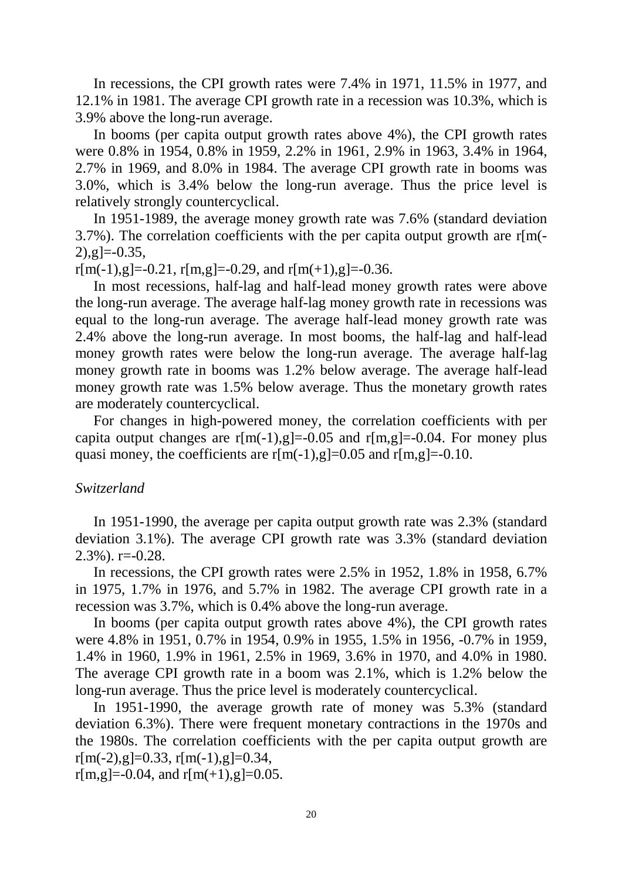In recessions, the CPI growth rates were 7.4% in 1971, 11.5% in 1977, and 12.1% in 1981. The average CPI growth rate in a recession was 10.3%, which is 3.9% above the long-run average.

In booms (per capita output growth rates above 4%), the CPI growth rates were 0.8% in 1954, 0.8% in 1959, 2.2% in 1961, 2.9% in 1963, 3.4% in 1964, 2.7% in 1969, and 8.0% in 1984. The average CPI growth rate in booms was 3.0%, which is 3.4% below the long-run average. Thus the price level is relatively strongly countercyclical.

In 1951-1989, the average money growth rate was 7.6% (standard deviation 3.7%). The correlation coefficients with the per capita output growth are $r[m(-2),g]=-0.35$, $r[m(-1),g]=-0.21$, $r[m,g]=-0.29$, and $r[m(+1),g]=-0.36$.

In most recessions, half-lag and half-lead money growth rates were above the long-run average. The average half-lag money growth rate in recessions was equal to the long-run average. The average half-lead money growth rate was 2.4% above the long-run average. In most booms, the half-lag and half-lead money growth rates were below the long-run average. The average half-lag money growth rate in booms was 1.2% below average. The average half-lead money growth rate was 1.5% below average. Thus the monetary growth rates are moderately countercyclical.

For changes in high-powered money, the correlation coefficients with per capita output changes are $r[m(-1),g]=-0.05$ and $r[m,g]=-0.04$. For money plus quasi money, the coefficients are $r[m(-1),g]=0.05$ and $r[m,g]=-0.10$.

*Switzerland*

In 1951-1990, the average per capita output growth rate was 2.3% (standard deviation 3.1%). The average CPI growth rate was 3.3% (standard deviation 2.3%). $r=-0.28$.

In recessions, the CPI growth rates were 2.5% in 1952, 1.8% in 1958, 6.7% in 1975, 1.7% in 1976, and 5.7% in 1982. The average CPI growth rate in a recession was 3.7%, which is 0.4% above the long-run average.

In booms (per capita output growth rates above 4%), the CPI growth rates were 4.8% in 1951, 0.7% in 1954, 0.9% in 1955, 1.5% in 1956, -0.7% in 1959, 1.4% in 1960, 1.9% in 1961, 2.5% in 1969, 3.6% in 1970, and 4.0% in 1980. The average CPI growth rate in a boom was 2.1%, which is 1.2% below the long-run average. Thus the price level is moderately countercyclical.

In 1951-1990, the average growth rate of money was 5.3% (standard deviation 6.3%). There were frequent monetary contractions in the 1970s and the 1980s. The correlation coefficients with the per capita output growth are $r[m(-2),g]=0.33$, $r[m(-1),g]=0.34$, $r[m,g]=-0.04$, and $r[m(+1),g]=0.05$.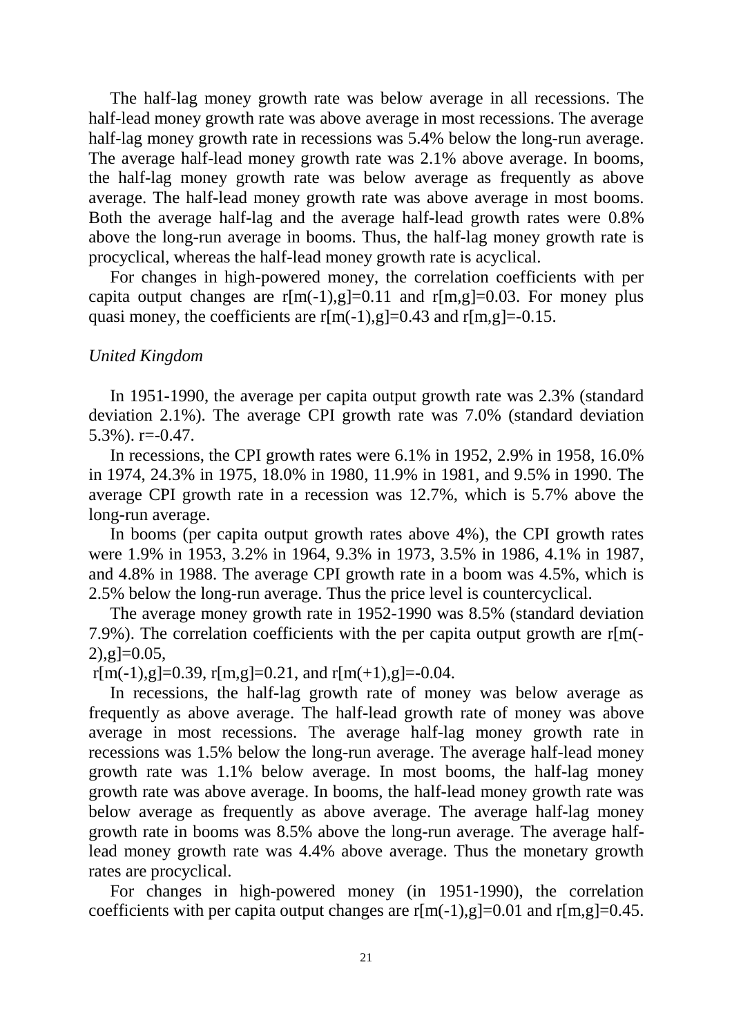The half-lag money growth rate was below average in all recessions. The half-lead money growth rate was above average in most recessions. The average half-lag money growth rate in recessions was 5.4% below the long-run average. The average half-lead money growth rate was 2.1% above average. In booms, the half-lag money growth rate was below average as frequently as above average. The half-lead money growth rate was above average in most booms. Both the average half-lag and the average half-lead growth rates were 0.8% above the long-run average in booms. Thus, the half-lag money growth rate is procyclical, whereas the half-lead money growth rate is acyclical.

For changes in high-powered money, the correlation coefficients with per capita output changes are r[m(-1),g]=0.11 and r[m,g]=0.03. For money plus quasi money, the coefficients are r[m(-1),g]=0.43 and r[m,g]=-0.15.

*United Kingdom*

In 1951-1990, the average per capita output growth rate was 2.3% (standard deviation 2.1%). The average CPI growth rate was 7.0% (standard deviation 5.3%). r=-0.47.

In recessions, the CPI growth rates were 6.1% in 1952, 2.9% in 1958, 16.0% in 1974, 24.3% in 1975, 18.0% in 1980, 11.9% in 1981, and 9.5% in 1990. The average CPI growth rate in a recession was 12.7%, which is 5.7% above the long-run average.

In booms (per capita output growth rates above 4%), the CPI growth rates were 1.9% in 1953, 3.2% in 1964, 9.3% in 1973, 3.5% in 1986, 4.1% in 1987, and 4.8% in 1988. The average CPI growth rate in a boom was 4.5%, which is 2.5% below the long-run average. Thus the price level is countercyclical.

The average money growth rate in 1952-1990 was 8.5% (standard deviation 7.9%). The correlation coefficients with the per capita output growth are r[m(-2),g]=0.05,
r[m(-1),g]=0.39, r[m,g]=0.21, and r[m(+1),g]=-0.04.

In recessions, the half-lag growth rate of money was below average as frequently as above average. The half-lead growth rate of money was above average in most recessions. The average half-lag money growth rate in recessions was 1.5% below the long-run average. The average half-lead money growth rate was 1.1% below average. In most booms, the half-lag money growth rate was above average. In booms, the half-lead money growth rate was below average as frequently as above average. The average half-lag money growth rate in booms was 8.5% above the long-run average. The average half-lead money growth rate was 4.4% above average. Thus the monetary growth rates are procyclical.

For changes in high-powered money (in 1951-1990), the correlation coefficients with per capita output changes are r[m(-1),g]=0.01 and r[m,g]=0.45.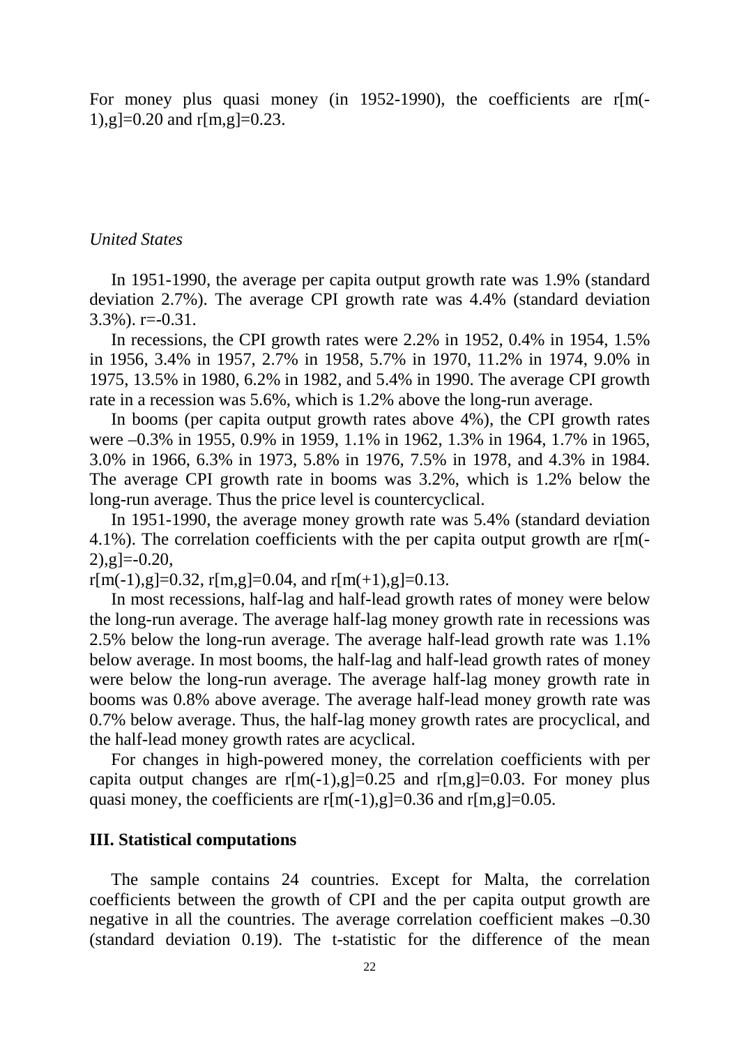For money plus quasi money (in 1952-1990), the coefficients are r[m(-1),g]=0.20 and r[m,g]=0.23.

*United States*

In 1951-1990, the average per capita output growth rate was 1.9% (standard deviation 2.7%). The average CPI growth rate was 4.4% (standard deviation 3.3%). r=-0.31.

In recessions, the CPI growth rates were 2.2% in 1952, 0.4% in 1954, 1.5% in 1956, 3.4% in 1957, 2.7% in 1958, 5.7% in 1970, 11.2% in 1974, 9.0% in 1975, 13.5% in 1980, 6.2% in 1982, and 5.4% in 1990. The average CPI growth rate in a recession was 5.6%, which is 1.2% above the long-run average.

In booms (per capita output growth rates above 4%), the CPI growth rates were –0.3% in 1955, 0.9% in 1959, 1.1% in 1962, 1.3% in 1964, 1.7% in 1965, 3.0% in 1966, 6.3% in 1973, 5.8% in 1976, 7.5% in 1978, and 4.3% in 1984. The average CPI growth rate in booms was 3.2%, which is 1.2% below the long-run average. Thus the price level is countercyclical.

In 1951-1990, the average money growth rate was 5.4% (standard deviation 4.1%). The correlation coefficients with the per capita output growth are r[m(-2),g]=-0.20,
r[m(-1),g]=0.32, r[m,g]=0.04, and r[m(+1),g]=0.13.

In most recessions, half-lag and half-lead growth rates of money were below the long-run average. The average half-lag money growth rate in recessions was 2.5% below the long-run average. The average half-lead growth rate was 1.1% below average. In most booms, the half-lag and half-lead growth rates of money were below the long-run average. The average half-lag money growth rate in booms was 0.8% above average. The average half-lead money growth rate was 0.7% below average. Thus, the half-lag money growth rates are procyclical, and the half-lead money growth rates are acyclical.

For changes in high-powered money, the correlation coefficients with per capita output changes are r[m(-1),g]=0.25 and r[m,g]=0.03. For money plus quasi money, the coefficients are r[m(-1),g]=0.36 and r[m,g]=0.05.

## III. Statistical computations

The sample contains 24 countries. Except for Malta, the correlation coefficients between the growth of CPI and the per capita output growth are negative in all the countries. The average correlation coefficient makes –0.30 (standard deviation 0.19). The t-statistic for the difference of the mean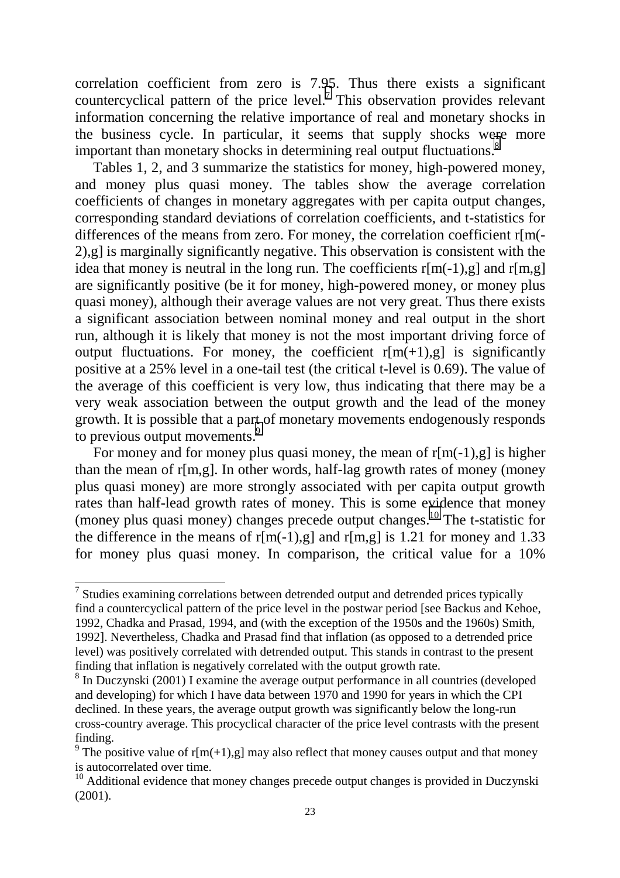correlation coefficient from zero is 7.95. Thus there exists a significant countercyclical pattern of the price level.[7] This observation provides relevant information concerning the relative importance of real and monetary shocks in the business cycle. In particular, it seems that supply shocks were more important than monetary shocks in determining real output fluctuations.[8]

Tables 1, 2, and 3 summarize the statistics for money, high-powered money, and money plus quasi money. The tables show the average correlation coefficients of changes in monetary aggregates with per capita output changes, corresponding standard deviations of correlation coefficients, and t-statistics for differences of the means from zero. For money, the correlation coefficient r[m(-2),g] is marginally significantly negative. This observation is consistent with the idea that money is neutral in the long run. The coefficients r[m(-1),g] and r[m,g] are significantly positive (be it for money, high-powered money, or money plus quasi money), although their average values are not very great. Thus there exists a significant association between nominal money and real output in the short run, although it is likely that money is not the most important driving force of output fluctuations. For money, the coefficient r[m(+1),g] is significantly positive at a 25% level in a one-tail test (the critical t-level is 0.69). The value of the average of this coefficient is very low, thus indicating that there may be a very weak association between the output growth and the lead of the money growth. It is possible that a part of monetary movements endogenously responds to previous output movements.[9]

For money and for money plus quasi money, the mean of r[m(-1),g] is higher than the mean of r[m,g]. In other words, half-lag growth rates of money (money plus quasi money) are more strongly associated with per capita output growth rates than half-lead growth rates of money. This is some evidence that money (money plus quasi money) changes precede output changes.[10] The t-statistic for the difference in the means of r[m(-1),g] and r[m,g] is 1.21 for money and 1.33 for money plus quasi money. In comparison, the critical value for a 10%

---

[7] Studies examining correlations between detrended output and detrended prices typically find a countercyclical pattern of the price level in the postwar period [see Backus and Kehoe, 1992, Chadka and Prasad, 1994, and (with the exception of the 1950s and the 1960s) Smith, 1992]. Nevertheless, Chadka and Prasad find that inflation (as opposed to a detrended price level) was positively correlated with detrended output. This stands in contrast to the present finding that inflation is negatively correlated with the output growth rate.

[8] In Duczynski (2001) I examine the average output performance in all countries (developed and developing) for which I have data between 1970 and 1990 for years in which the CPI declined. In these years, the average output growth was significantly below the long-run cross-country average. This procyclical character of the price level contrasts with the present finding.

[9] The positive value of r[m(+1),g] may also reflect that money causes output and that money is autocorrelated over time.

[10] Additional evidence that money changes precede output changes is provided in Duczynski (2001).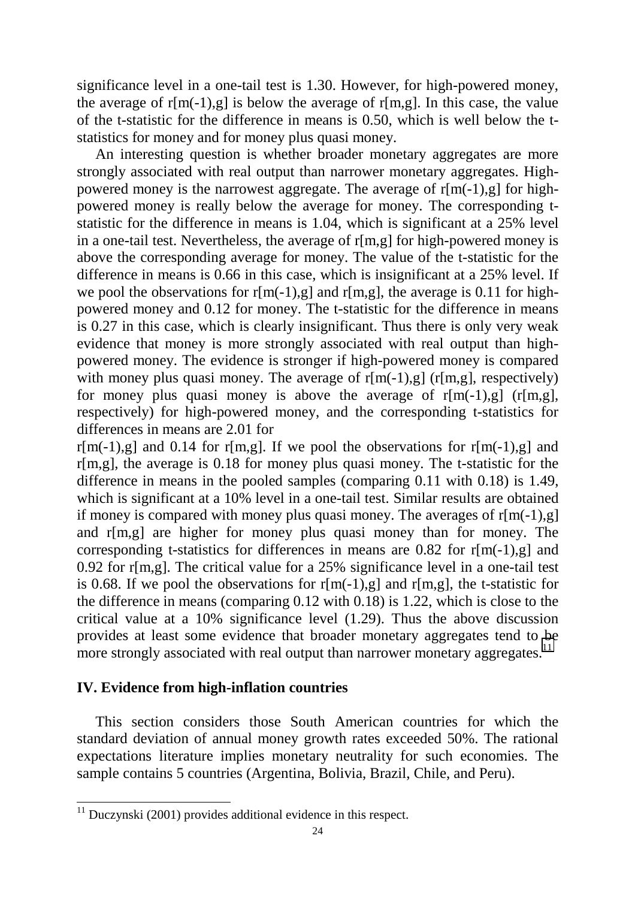significance level in a one-tail test is 1.30. However, for high-powered money, the average of r[m(-1),g] is below the average of r[m,g]. In this case, the value of the t-statistic for the difference in means is 0.50, which is well below the t-statistics for money and for money plus quasi money.

An interesting question is whether broader monetary aggregates are more strongly associated with real output than narrower monetary aggregates. High-powered money is the narrowest aggregate. The average of r[m(-1),g] for high-powered money is really below the average for money. The corresponding t-statistic for the difference in means is 1.04, which is significant at a 25% level in a one-tail test. Nevertheless, the average of r[m,g] for high-powered money is above the corresponding average for money. The value of the t-statistic for the difference in means is 0.66 in this case, which is insignificant at a 25% level. If we pool the observations for r[m(-1),g] and r[m,g], the average is 0.11 for high-powered money and 0.12 for money. The t-statistic for the difference in means is 0.27 in this case, which is clearly insignificant. Thus there is only very weak evidence that money is more strongly associated with real output than high-powered money. The evidence is stronger if high-powered money is compared with money plus quasi money. The average of r[m(-1),g] (r[m,g], respectively) for money plus quasi money is above the average of r[m(-1),g] (r[m,g], respectively) for high-powered money, and the corresponding t-statistics for differences in means are 2.01 for r[m(-1),g] and 0.14 for r[m,g]. If we pool the observations for r[m(-1),g] and r[m,g], the average is 0.18 for money plus quasi money. The t-statistic for the difference in means in the pooled samples (comparing 0.11 with 0.18) is 1.49, which is significant at a 10% level in a one-tail test. Similar results are obtained if money is compared with money plus quasi money. The averages of r[m(-1),g] and r[m,g] are higher for money plus quasi money than for money. The corresponding t-statistics for differences in means are 0.82 for r[m(-1),g] and 0.92 for r[m,g]. The critical value for a 25% significance level in a one-tail test is 0.68. If we pool the observations for r[m(-1),g] and r[m,g], the t-statistic for the difference in means (comparing 0.12 with 0.18) is 1.22, which is close to the critical value at a 10% significance level (1.29). Thus the above discussion provides at least some evidence that broader monetary aggregates tend to be more strongly associated with real output than narrower monetary aggregates.[11]

## IV. Evidence from high-inflation countries

This section considers those South American countries for which the standard deviation of annual money growth rates exceeded 50%. The rational expectations literature implies monetary neutrality for such economies. The sample contains 5 countries (Argentina, Bolivia, Brazil, Chile, and Peru).

[11] Duczynski (2001) provides additional evidence in this respect.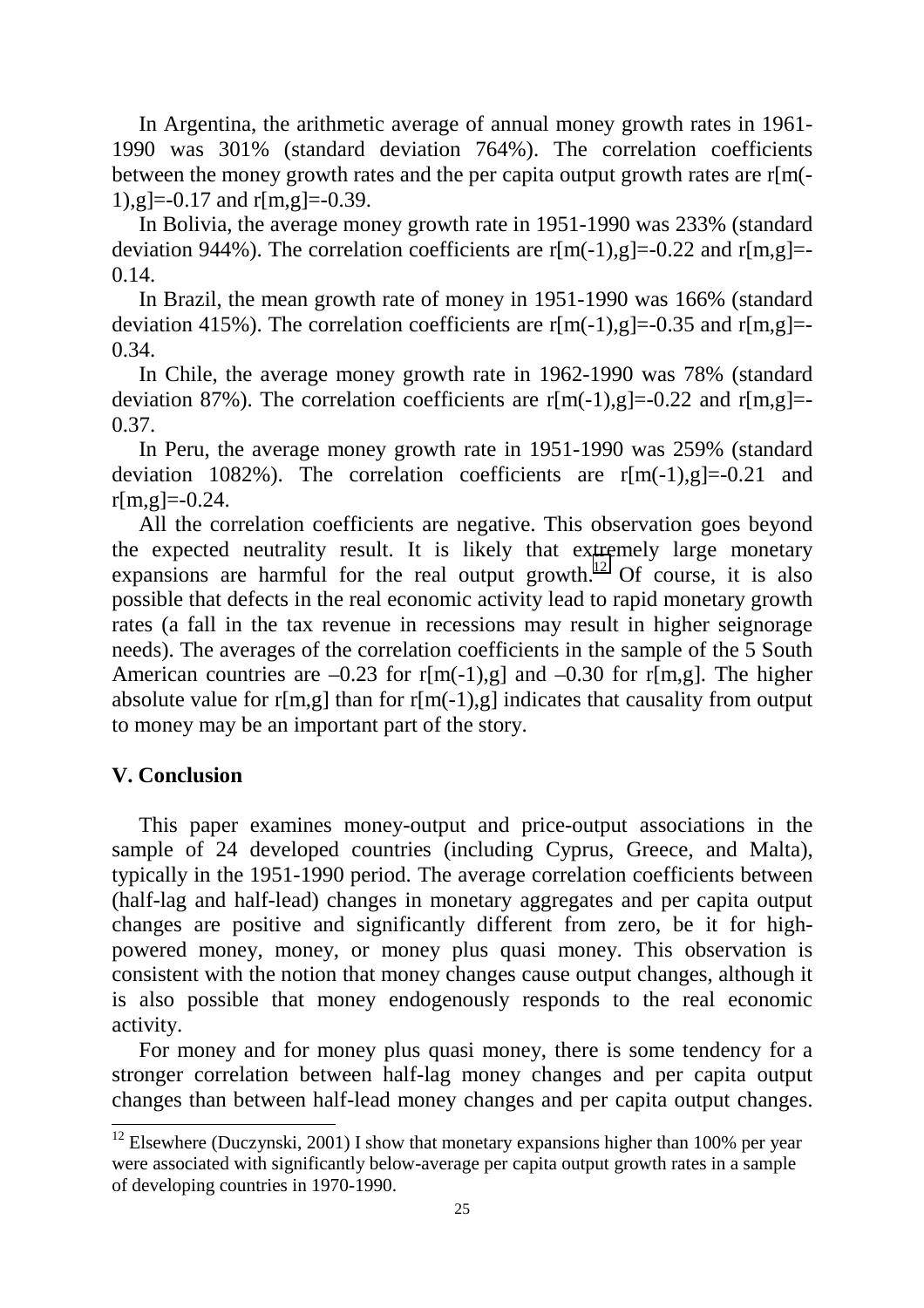In Argentina, the arithmetic average of annual money growth rates in 1961-1990 was 301% (standard deviation 764%). The correlation coefficients between the money growth rates and the per capita output growth rates are r[m(-1),g]=-0.17 and r[m,g]=-0.39.

In Bolivia, the average money growth rate in 1951-1990 was 233% (standard deviation 944%). The correlation coefficients are r[m(-1),g]=-0.22 and r[m,g]=-0.14.

In Brazil, the mean growth rate of money in 1951-1990 was 166% (standard deviation 415%). The correlation coefficients are r[m(-1),g]=-0.35 and r[m,g]=-0.34.

In Chile, the average money growth rate in 1962-1990 was 78% (standard deviation 87%). The correlation coefficients are r[m(-1),g]=-0.22 and r[m,g]=-0.37.

In Peru, the average money growth rate in 1951-1990 was 259% (standard deviation 1082%). The correlation coefficients are r[m(-1),g]=-0.21 and r[m,g]=-0.24.

All the correlation coefficients are negative. This observation goes beyond the expected neutrality result. It is likely that extremely large monetary expansions are harmful for the real output growth.[12] Of course, it is also possible that defects in the real economic activity lead to rapid monetary growth rates (a fall in the tax revenue in recessions may result in higher seignorage needs). The averages of the correlation coefficients in the sample of the 5 South American countries are –0.23 for r[m(-1),g] and –0.30 for r[m,g]. The higher absolute value for r[m,g] than for r[m(-1),g] indicates that causality from output to money may be an important part of the story.

## V. Conclusion

This paper examines money-output and price-output associations in the sample of 24 developed countries (including Cyprus, Greece, and Malta), typically in the 1951-1990 period. The average correlation coefficients between (half-lag and half-lead) changes in monetary aggregates and per capita output changes are positive and significantly different from zero, be it for high-powered money, money, or money plus quasi money. This observation is consistent with the notion that money changes cause output changes, although it is also possible that money endogenously responds to the real economic activity.

For money and for money plus quasi money, there is some tendency for a stronger correlation between half-lag money changes and per capita output changes than between half-lead money changes and per capita output changes.

[12] Elsewhere (Duczynski, 2001) I show that monetary expansions higher than 100% per year were associated with significantly below-average per capita output growth rates in a sample of developing countries in 1970-1990.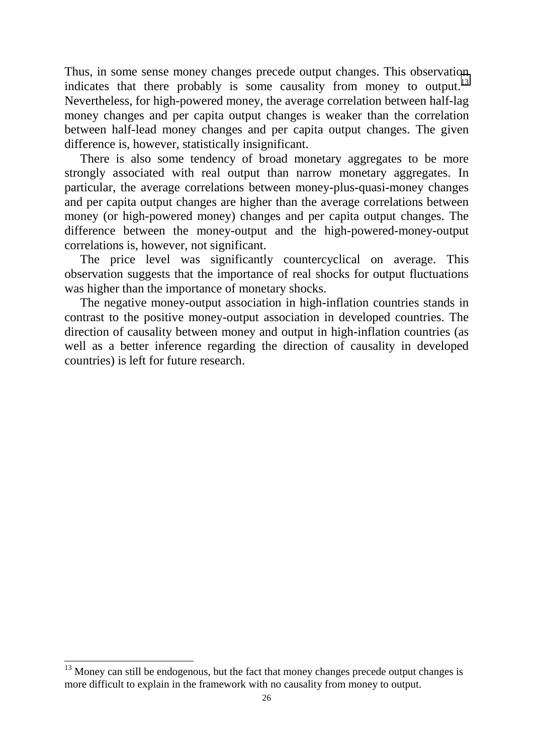Thus, in some sense money changes precede output changes. This observation indicates that there probably is some causality from money to output.[13] Nevertheless, for high-powered money, the average correlation between half-lag money changes and per capita output changes is weaker than the correlation between half-lead money changes and per capita output changes. The given difference is, however, statistically insignificant.

There is also some tendency of broad monetary aggregates to be more strongly associated with real output than narrow monetary aggregates. In particular, the average correlations between money-plus-quasi-money changes and per capita output changes are higher than the average correlations between money (or high-powered money) changes and per capita output changes. The difference between the money-output and the high-powered-money-output correlations is, however, not significant.

The price level was significantly countercyclical on average. This observation suggests that the importance of real shocks for output fluctuations was higher than the importance of monetary shocks.

The negative money-output association in high-inflation countries stands in contrast to the positive money-output association in developed countries. The direction of causality between money and output in high-inflation countries (as well as a better inference regarding the direction of causality in developed countries) is left for future research.

---

[13] Money can still be endogenous, but the fact that money changes precede output changes is more difficult to explain in the framework with no causality from money to output.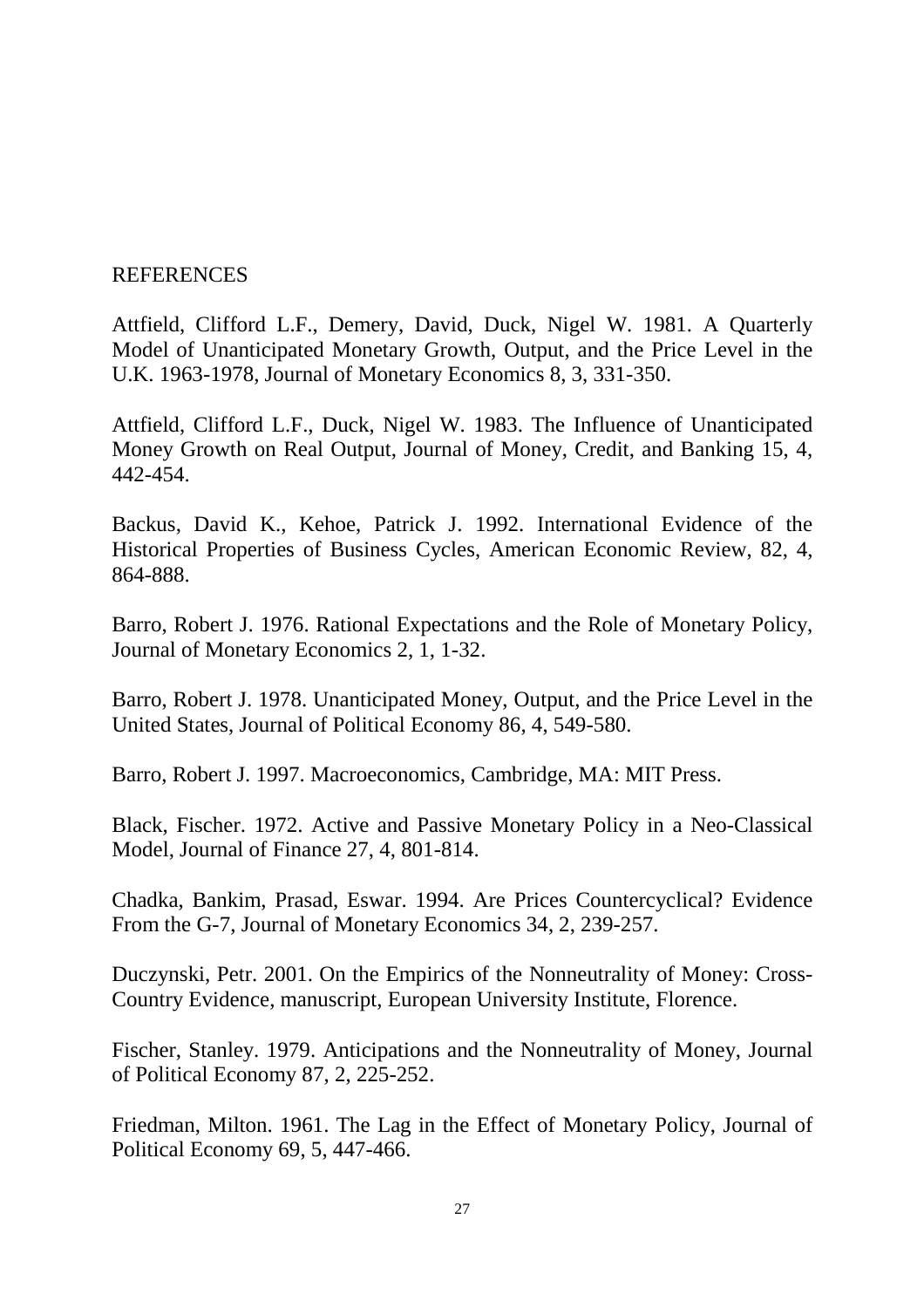## REFERENCES

Attfield, Clifford L.F., Demery, David, Duck, Nigel W. 1981. A Quarterly Model of Unanticipated Monetary Growth, Output, and the Price Level in the U.K. 1963-1978, Journal of Monetary Economics 8, 3, 331-350.

Attfield, Clifford L.F., Duck, Nigel W. 1983. The Influence of Unanticipated Money Growth on Real Output, Journal of Money, Credit, and Banking 15, 4, 442-454.

Backus, David K., Kehoe, Patrick J. 1992. International Evidence of the Historical Properties of Business Cycles, American Economic Review, 82, 4, 864-888.

Barro, Robert J. 1976. Rational Expectations and the Role of Monetary Policy, Journal of Monetary Economics 2, 1, 1-32.

Barro, Robert J. 1978. Unanticipated Money, Output, and the Price Level in the United States, Journal of Political Economy 86, 4, 549-580.

Barro, Robert J. 1997. Macroeconomics, Cambridge, MA: MIT Press.

Black, Fischer. 1972. Active and Passive Monetary Policy in a Neo-Classical Model, Journal of Finance 27, 4, 801-814.

Chadka, Bankim, Prasad, Eswar. 1994. Are Prices Countercyclical? Evidence From the G-7, Journal of Monetary Economics 34, 2, 239-257.

Duczynski, Petr. 2001. On the Empirics of the Nonneutrality of Money: Cross-Country Evidence, manuscript, European University Institute, Florence.

Fischer, Stanley. 1979. Anticipations and the Nonneutrality of Money, Journal of Political Economy 87, 2, 225-252.

Friedman, Milton. 1961. The Lag in the Effect of Monetary Policy, Journal of Political Economy 69, 5, 447-466.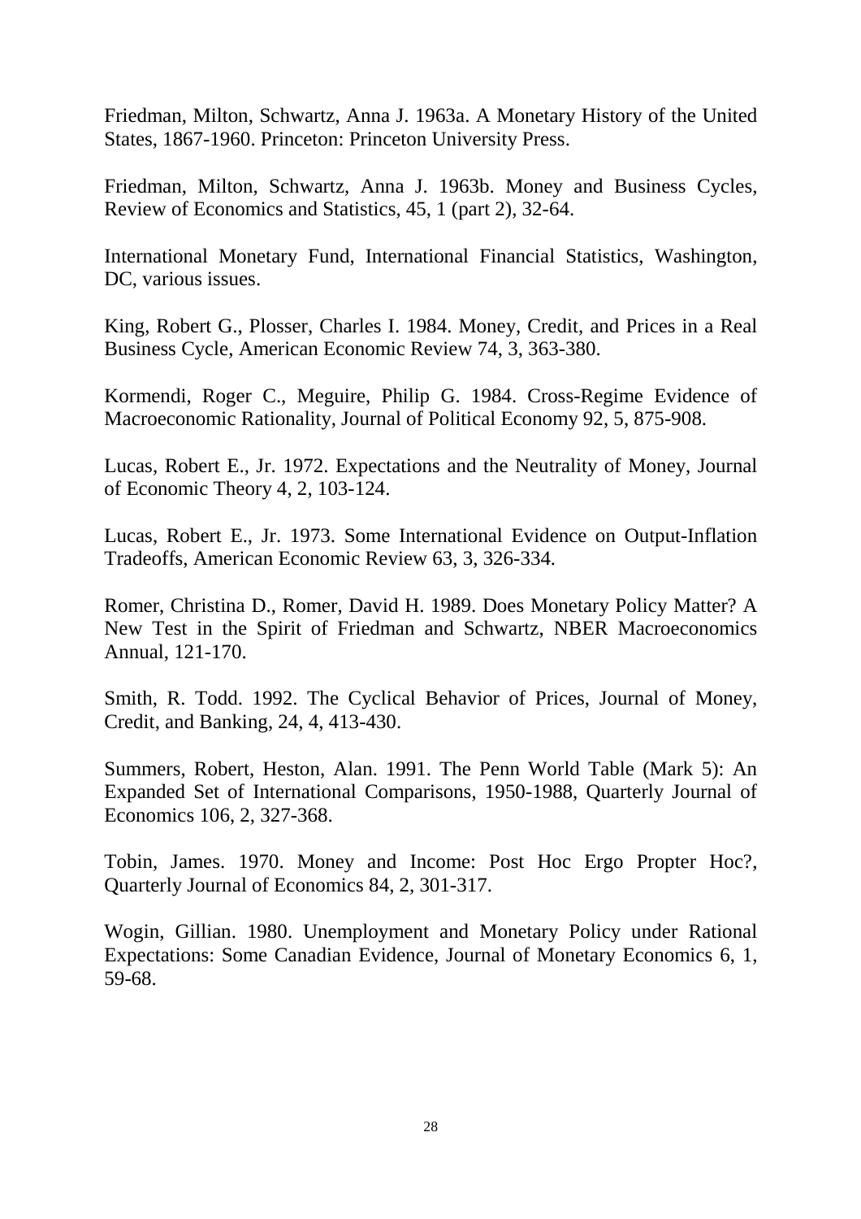Friedman, Milton, Schwartz, Anna J. 1963a. A Monetary History of the United States, 1867-1960. Princeton: Princeton University Press.

Friedman, Milton, Schwartz, Anna J. 1963b. Money and Business Cycles, Review of Economics and Statistics, 45, 1 (part 2), 32-64.

International Monetary Fund, International Financial Statistics, Washington, DC, various issues.

King, Robert G., Plosser, Charles I. 1984. Money, Credit, and Prices in a Real Business Cycle, American Economic Review 74, 3, 363-380.

Kormendi, Roger C., Meguire, Philip G. 1984. Cross-Regime Evidence of Macroeconomic Rationality, Journal of Political Economy 92, 5, 875-908.

Lucas, Robert E., Jr. 1972. Expectations and the Neutrality of Money, Journal of Economic Theory 4, 2, 103-124.

Lucas, Robert E., Jr. 1973. Some International Evidence on Output-Inflation Tradeoffs, American Economic Review 63, 3, 326-334.

Romer, Christina D., Romer, David H. 1989. Does Monetary Policy Matter? A New Test in the Spirit of Friedman and Schwartz, NBER Macroeconomics Annual, 121-170.

Smith, R. Todd. 1992. The Cyclical Behavior of Prices, Journal of Money, Credit, and Banking, 24, 4, 413-430.

Summers, Robert, Heston, Alan. 1991. The Penn World Table (Mark 5): An Expanded Set of International Comparisons, 1950-1988, Quarterly Journal of Economics 106, 2, 327-368.

Tobin, James. 1970. Money and Income: Post Hoc Ergo Propter Hoc?, Quarterly Journal of Economics 84, 2, 301-317.

Wogin, Gillian. 1980. Unemployment and Monetary Policy under Rational Expectations: Some Canadian Evidence, Journal of Monetary Economics 6, 1, 59-68.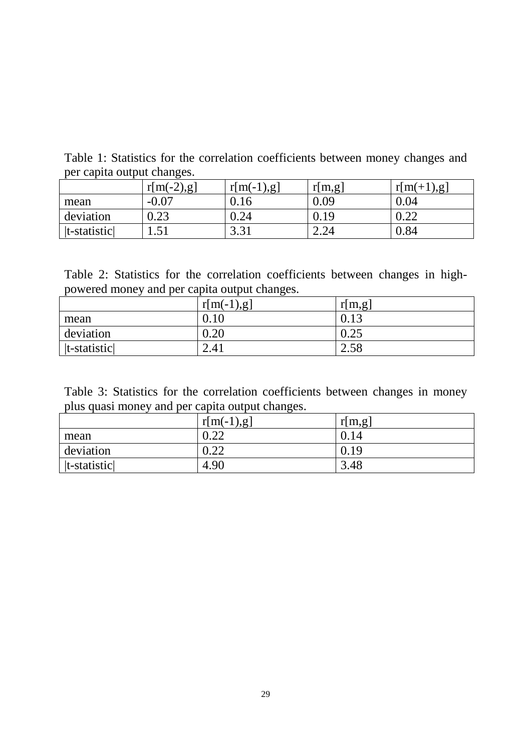Table 1: Statistics for the correlation coefficients between money changes and per capita output changes.

| | r[m(-2),g] | r[m(-1),g] | r[m,g] | r[m(+1),g] |
|---|---|---|---|---|
| mean | -0.07 | 0.16 | 0.09 | 0.04 |
| deviation | 0.23 | 0.24 | 0.19 | 0.22 |
| \|t-statistic\| | 1.51 | 3.31 | 2.24 | 0.84 |

Table 2: Statistics for the correlation coefficients between changes in high-powered money and per capita output changes.

| | r[m(-1),g] | r[m,g] |
|---|---|---|
| mean | 0.10 | 0.13 |
| deviation | 0.20 | 0.25 |
| \|t-statistic\| | 2.41 | 2.58 |

Table 3: Statistics for the correlation coefficients between changes in money plus quasi money and per capita output changes.

| | r[m(-1),g] | r[m,g] |
|---|---|---|
| mean | 0.22 | 0.14 |
| deviation | 0.22 | 0.19 |
| \|t-statistic\| | 4.90 | 3.48 |